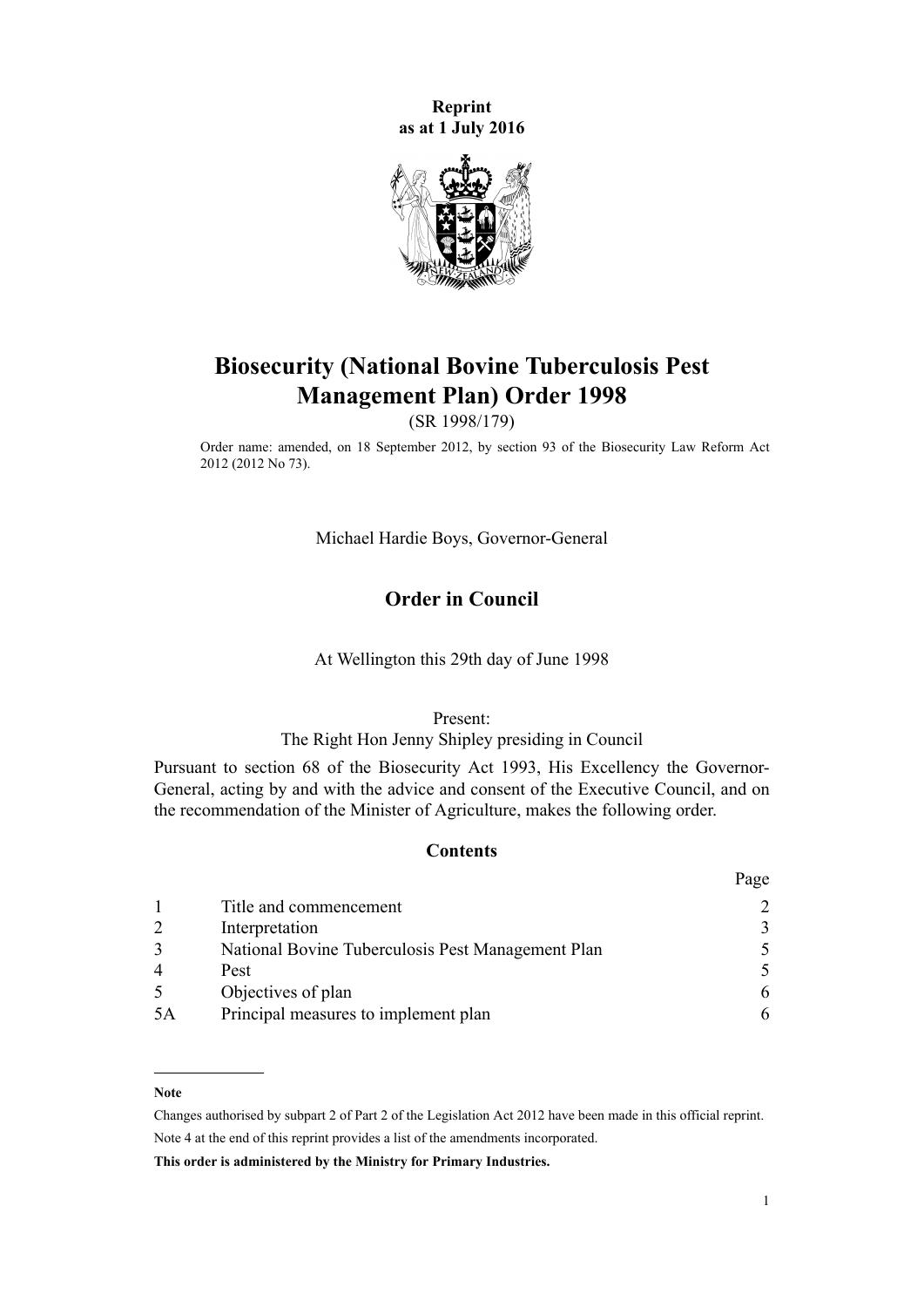**Reprint**
**as at 1 July 2016**

# Biosecurity (National Bovine Tuberculosis Pest Management Plan) Order 1998

(SR 1998/179)

Order name: amended, on 18 September 2012, by section 93 of the Biosecurity Law Reform Act 2012 (2012 No 73).

Michael Hardie Boys, Governor-General

## Order in Council

At Wellington this 29th day of June 1998

Present:
The Right Hon Jenny Shipley presiding in Council

Pursuant to section 68 of the Biosecurity Act 1993, His Excellency the Governor-General, acting by and with the advice and consent of the Executive Council, and on the recommendation of the Minister of Agriculture, makes the following order.

### Contents

| | | Page |
|---|---|---|
| 1 | Title and commencement | 2 |
| 2 | Interpretation | 3 |
| 3 | National Bovine Tuberculosis Pest Management Plan | 5 |
| 4 | Pest | 5 |
| 5 | Objectives of plan | 6 |
| 5A | Principal measures to implement plan | 6 |

---

**Note**

Changes authorised by subpart 2 of Part 2 of the Legislation Act 2012 have been made in this official reprint.

Note 4 at the end of this reprint provides a list of the amendments incorporated.

**This order is administered by the Ministry for Primary Industries.**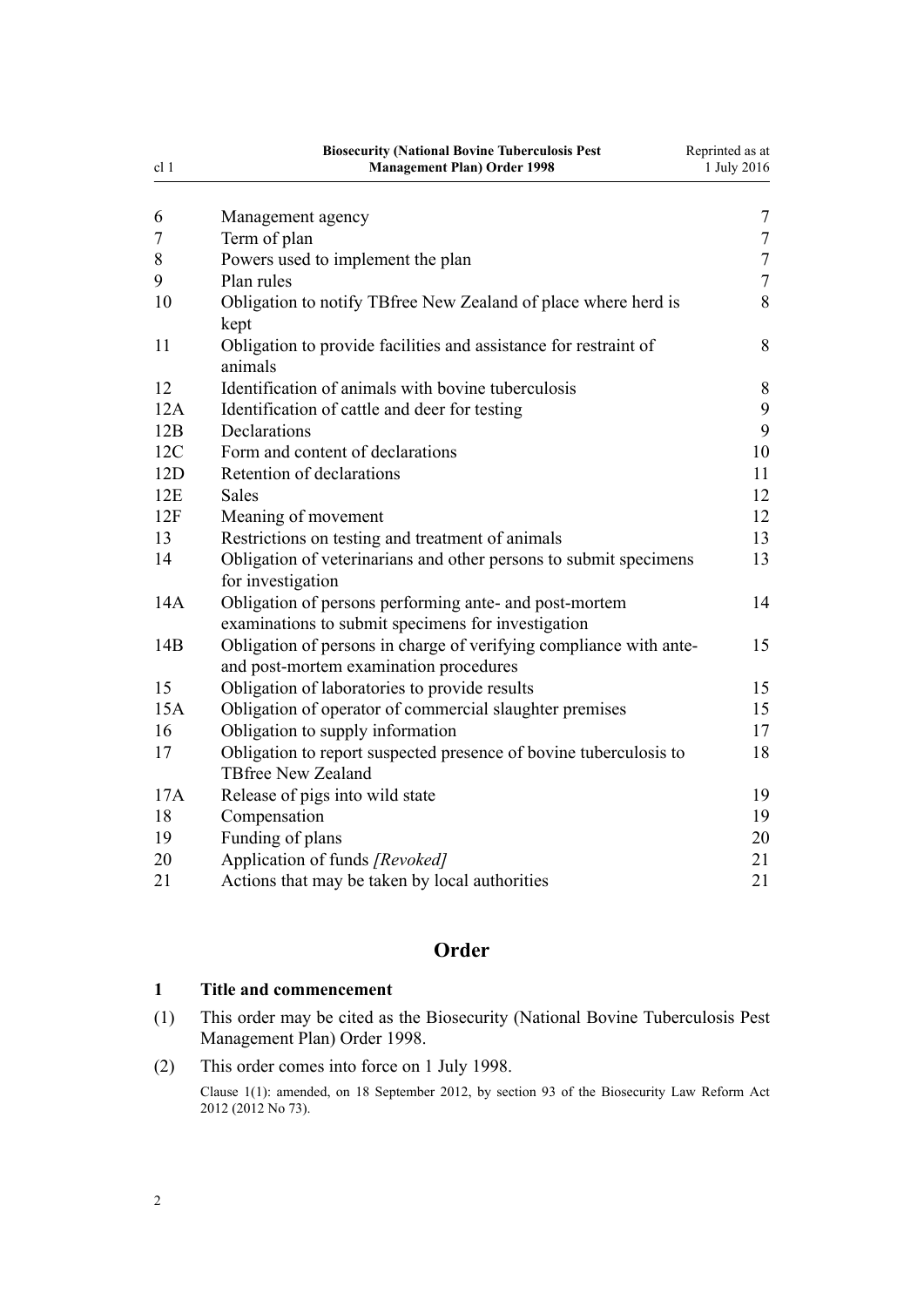| | | |
|---|---|---|
| 6 | Management agency | 7 |
| 7 | Term of plan | 7 |
| 8 | Powers used to implement the plan | 7 |
| 9 | Plan rules | 7 |
| 10 | Obligation to notify TBfree New Zealand of place where herd is kept | 8 |
| 11 | Obligation to provide facilities and assistance for restraint of animals | 8 |
| 12 | Identification of animals with bovine tuberculosis | 8 |
| 12A | Identification of cattle and deer for testing | 9 |
| 12B | Declarations | 9 |
| 12C | Form and content of declarations | 10 |
| 12D | Retention of declarations | 11 |
| 12E | Sales | 12 |
| 12F | Meaning of movement | 12 |
| 13 | Restrictions on testing and treatment of animals | 13 |
| 14 | Obligation of veterinarians and other persons to submit specimens for investigation | 13 |
| 14A | Obligation of persons performing ante- and post-mortem examinations to submit specimens for investigation | 14 |
| 14B | Obligation of persons in charge of verifying compliance with ante- and post-mortem examination procedures | 15 |
| 15 | Obligation of laboratories to provide results | 15 |
| 15A | Obligation of operator of commercial slaughter premises | 15 |
| 16 | Obligation to supply information | 17 |
| 17 | Obligation to report suspected presence of bovine tuberculosis to TBfree New Zealand | 18 |
| 17A | Release of pigs into wild state | 19 |
| 18 | Compensation | 19 |
| 19 | Funding of plans | 20 |
| 20 | Application of funds *[Revoked]* | 21 |
| 21 | Actions that may be taken by local authorities | 21 |

## Order

### 1 Title and commencement

(1) This order may be cited as the Biosecurity (National Bovine Tuberculosis Pest Management Plan) Order 1998.

(2) This order comes into force on 1 July 1998.

Clause 1(1): amended, on 18 September 2012, by section 93 of the Biosecurity Law Reform Act 2012 (2012 No 73).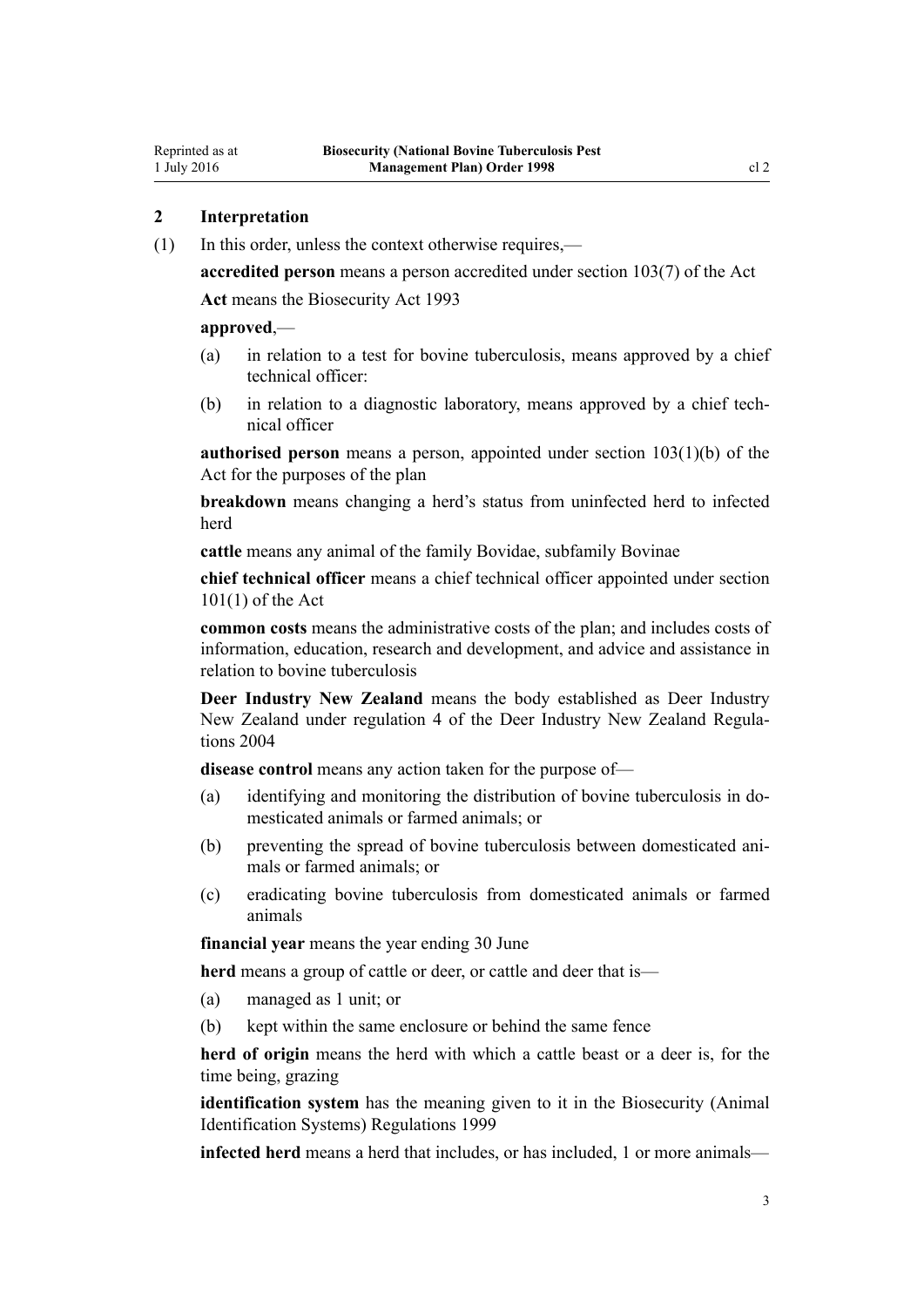## 2 Interpretation

(1) In this order, unless the context otherwise requires,—

**accredited person** means a person accredited under section 103(7) of the Act

**Act** means the Biosecurity Act 1993

**approved**,—

- (a) in relation to a test for bovine tuberculosis, means approved by a chief technical officer:
- (b) in relation to a diagnostic laboratory, means approved by a chief technical officer

**authorised person** means a person, appointed under section 103(1)(b) of the Act for the purposes of the plan

**breakdown** means changing a herd's status from uninfected herd to infected herd

**cattle** means any animal of the family Bovidae, subfamily Bovinae

**chief technical officer** means a chief technical officer appointed under section 101(1) of the Act

**common costs** means the administrative costs of the plan; and includes costs of information, education, research and development, and advice and assistance in relation to bovine tuberculosis

**Deer Industry New Zealand** means the body established as Deer Industry New Zealand under regulation 4 of the Deer Industry New Zealand Regulations 2004

**disease control** means any action taken for the purpose of—

- (a) identifying and monitoring the distribution of bovine tuberculosis in domesticated animals or farmed animals; or
- (b) preventing the spread of bovine tuberculosis between domesticated animals or farmed animals; or
- (c) eradicating bovine tuberculosis from domesticated animals or farmed animals

**financial year** means the year ending 30 June

**herd** means a group of cattle or deer, or cattle and deer that is—

- (a) managed as 1 unit; or
- (b) kept within the same enclosure or behind the same fence

**herd of origin** means the herd with which a cattle beast or a deer is, for the time being, grazing

**identification system** has the meaning given to it in the Biosecurity (Animal Identification Systems) Regulations 1999

**infected herd** means a herd that includes, or has included, 1 or more animals—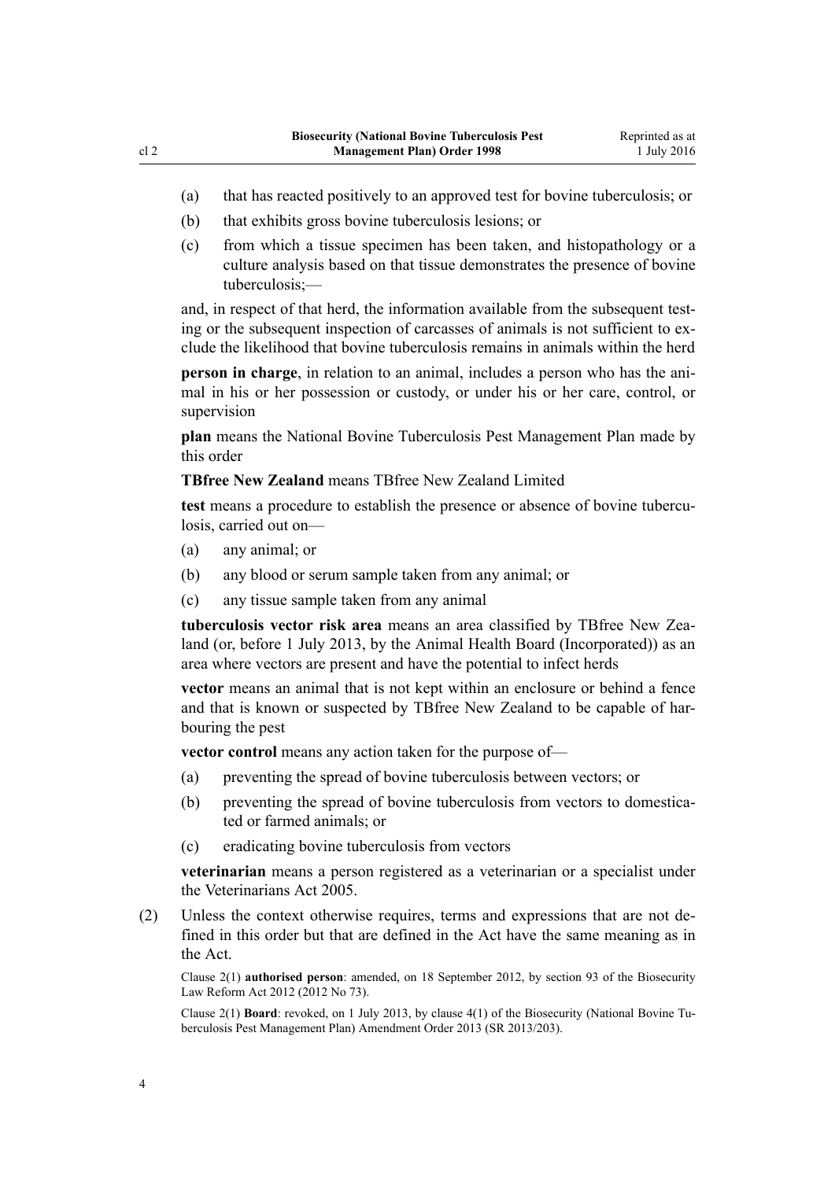(a) that has reacted positively to an approved test for bovine tuberculosis; or

(b) that exhibits gross bovine tuberculosis lesions; or

(c) from which a tissue specimen has been taken, and histopathology or a culture analysis based on that tissue demonstrates the presence of bovine tuberculosis;—

and, in respect of that herd, the information available from the subsequent testing or the subsequent inspection of carcasses of animals is not sufficient to exclude the likelihood that bovine tuberculosis remains in animals within the herd

**person in charge**, in relation to an animal, includes a person who has the animal in his or her possession or custody, or under his or her care, control, or supervision

**plan** means the National Bovine Tuberculosis Pest Management Plan made by this order

**TBfree New Zealand** means TBfree New Zealand Limited

**test** means a procedure to establish the presence or absence of bovine tuberculosis, carried out on—

(a) any animal; or

(b) any blood or serum sample taken from any animal; or

(c) any tissue sample taken from any animal

**tuberculosis vector risk area** means an area classified by TBfree New Zealand (or, before 1 July 2013, by the Animal Health Board (Incorporated)) as an area where vectors are present and have the potential to infect herds

**vector** means an animal that is not kept within an enclosure or behind a fence and that is known or suspected by TBfree New Zealand to be capable of harbouring the pest

**vector control** means any action taken for the purpose of—

(a) preventing the spread of bovine tuberculosis between vectors; or

(b) preventing the spread of bovine tuberculosis from vectors to domesticated or farmed animals; or

(c) eradicating bovine tuberculosis from vectors

**veterinarian** means a person registered as a veterinarian or a specialist under the Veterinarians Act 2005.

(2) Unless the context otherwise requires, terms and expressions that are not defined in this order but that are defined in the Act have the same meaning as in the Act.

Clause 2(1) **authorised person**: amended, on 18 September 2012, by section 93 of the Biosecurity Law Reform Act 2012 (2012 No 73).

Clause 2(1) **Board**: revoked, on 1 July 2013, by clause 4(1) of the Biosecurity (National Bovine Tuberculosis Pest Management Plan) Amendment Order 2013 (SR 2013/203).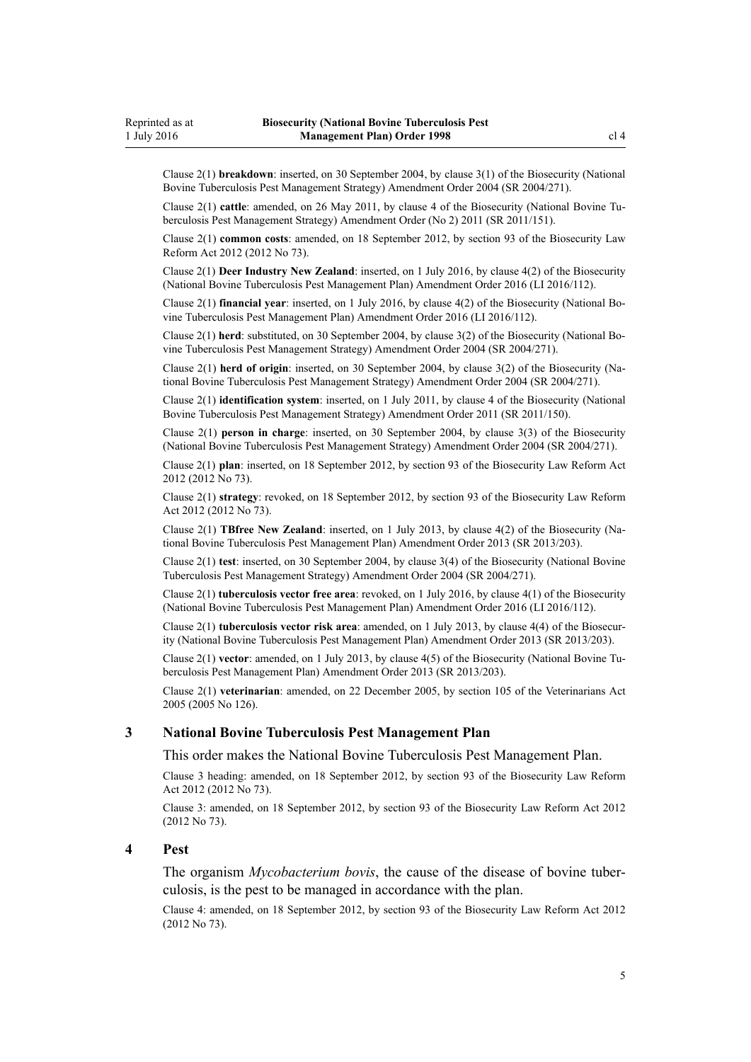Clause 2(1) **breakdown**: inserted, on 30 September 2004, by clause 3(1) of the Biosecurity (National Bovine Tuberculosis Pest Management Strategy) Amendment Order 2004 (SR 2004/271).

Clause 2(1) **cattle**: amended, on 26 May 2011, by clause 4 of the Biosecurity (National Bovine Tuberculosis Pest Management Strategy) Amendment Order (No 2) 2011 (SR 2011/151).

Clause 2(1) **common costs**: amended, on 18 September 2012, by section 93 of the Biosecurity Law Reform Act 2012 (2012 No 73).

Clause 2(1) **Deer Industry New Zealand**: inserted, on 1 July 2016, by clause 4(2) of the Biosecurity (National Bovine Tuberculosis Pest Management Plan) Amendment Order 2016 (LI 2016/112).

Clause 2(1) **financial year**: inserted, on 1 July 2016, by clause 4(2) of the Biosecurity (National Bovine Tuberculosis Pest Management Plan) Amendment Order 2016 (LI 2016/112).

Clause 2(1) **herd**: substituted, on 30 September 2004, by clause 3(2) of the Biosecurity (National Bovine Tuberculosis Pest Management Strategy) Amendment Order 2004 (SR 2004/271).

Clause 2(1) **herd of origin**: inserted, on 30 September 2004, by clause 3(2) of the Biosecurity (National Bovine Tuberculosis Pest Management Strategy) Amendment Order 2004 (SR 2004/271).

Clause 2(1) **identification system**: inserted, on 1 July 2011, by clause 4 of the Biosecurity (National Bovine Tuberculosis Pest Management Strategy) Amendment Order 2011 (SR 2011/150).

Clause 2(1) **person in charge**: inserted, on 30 September 2004, by clause 3(3) of the Biosecurity (National Bovine Tuberculosis Pest Management Strategy) Amendment Order 2004 (SR 2004/271).

Clause 2(1) **plan**: inserted, on 18 September 2012, by section 93 of the Biosecurity Law Reform Act 2012 (2012 No 73).

Clause 2(1) **strategy**: revoked, on 18 September 2012, by section 93 of the Biosecurity Law Reform Act 2012 (2012 No 73).

Clause 2(1) **TBfree New Zealand**: inserted, on 1 July 2013, by clause 4(2) of the Biosecurity (National Bovine Tuberculosis Pest Management Plan) Amendment Order 2013 (SR 2013/203).

Clause 2(1) **test**: inserted, on 30 September 2004, by clause 3(4) of the Biosecurity (National Bovine Tuberculosis Pest Management Strategy) Amendment Order 2004 (SR 2004/271).

Clause 2(1) **tuberculosis vector free area**: revoked, on 1 July 2016, by clause 4(1) of the Biosecurity (National Bovine Tuberculosis Pest Management Plan) Amendment Order 2016 (LI 2016/112).

Clause 2(1) **tuberculosis vector risk area**: amended, on 1 July 2013, by clause 4(4) of the Biosecurity (National Bovine Tuberculosis Pest Management Plan) Amendment Order 2013 (SR 2013/203).

Clause 2(1) **vector**: amended, on 1 July 2013, by clause 4(5) of the Biosecurity (National Bovine Tuberculosis Pest Management Plan) Amendment Order 2013 (SR 2013/203).

Clause 2(1) **veterinarian**: amended, on 22 December 2005, by section 105 of the Veterinarians Act 2005 (2005 No 126).

### 3 National Bovine Tuberculosis Pest Management Plan

This order makes the National Bovine Tuberculosis Pest Management Plan.

Clause 3 heading: amended, on 18 September 2012, by section 93 of the Biosecurity Law Reform Act 2012 (2012 No 73).

Clause 3: amended, on 18 September 2012, by section 93 of the Biosecurity Law Reform Act 2012 (2012 No 73).

### 4 Pest

The organism *Mycobacterium bovis*, the cause of the disease of bovine tuberculosis, is the pest to be managed in accordance with the plan.

Clause 4: amended, on 18 September 2012, by section 93 of the Biosecurity Law Reform Act 2012 (2012 No 73).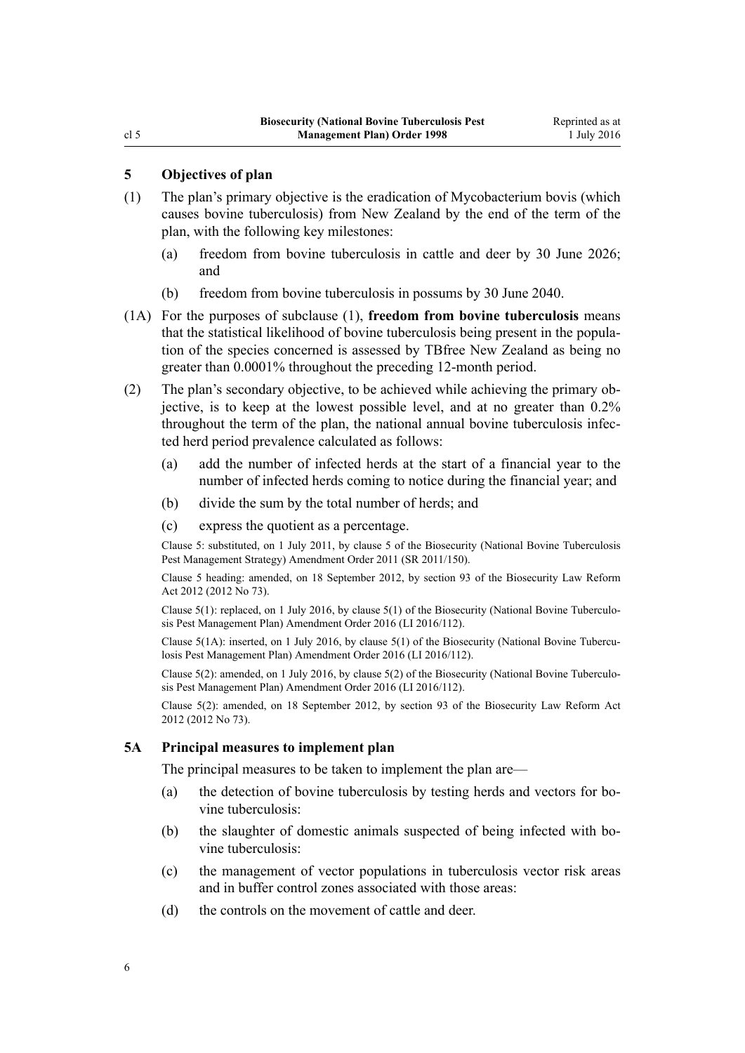## 5 Objectives of plan

(1) The plan's primary objective is the eradication of Mycobacterium bovis (which causes bovine tuberculosis) from New Zealand by the end of the term of the plan, with the following key milestones:

- (a) freedom from bovine tuberculosis in cattle and deer by 30 June 2026; and
- (b) freedom from bovine tuberculosis in possums by 30 June 2040.

(1A) For the purposes of subclause (1), **freedom from bovine tuberculosis** means that the statistical likelihood of bovine tuberculosis being present in the population of the species concerned is assessed by TBfree New Zealand as being no greater than 0.0001% throughout the preceding 12-month period.

(2) The plan's secondary objective, to be achieved while achieving the primary objective, is to keep at the lowest possible level, and at no greater than 0.2% throughout the term of the plan, the national annual bovine tuberculosis infected herd period prevalence calculated as follows:

- (a) add the number of infected herds at the start of a financial year to the number of infected herds coming to notice during the financial year; and
- (b) divide the sum by the total number of herds; and
- (c) express the quotient as a percentage.

Clause 5: substituted, on 1 July 2011, by clause 5 of the Biosecurity (National Bovine Tuberculosis Pest Management Strategy) Amendment Order 2011 (SR 2011/150).

Clause 5 heading: amended, on 18 September 2012, by section 93 of the Biosecurity Law Reform Act 2012 (2012 No 73).

Clause 5(1): replaced, on 1 July 2016, by clause 5(1) of the Biosecurity (National Bovine Tuberculosis Pest Management Plan) Amendment Order 2016 (LI 2016/112).

Clause 5(1A): inserted, on 1 July 2016, by clause 5(1) of the Biosecurity (National Bovine Tuberculosis Pest Management Plan) Amendment Order 2016 (LI 2016/112).

Clause 5(2): amended, on 1 July 2016, by clause 5(2) of the Biosecurity (National Bovine Tuberculosis Pest Management Plan) Amendment Order 2016 (LI 2016/112).

Clause 5(2): amended, on 18 September 2012, by section 93 of the Biosecurity Law Reform Act 2012 (2012 No 73).

## 5A Principal measures to implement plan

The principal measures to be taken to implement the plan are—

- (a) the detection of bovine tuberculosis by testing herds and vectors for bovine tuberculosis:
- (b) the slaughter of domestic animals suspected of being infected with bovine tuberculosis:
- (c) the management of vector populations in tuberculosis vector risk areas and in buffer control zones associated with those areas:
- (d) the controls on the movement of cattle and deer.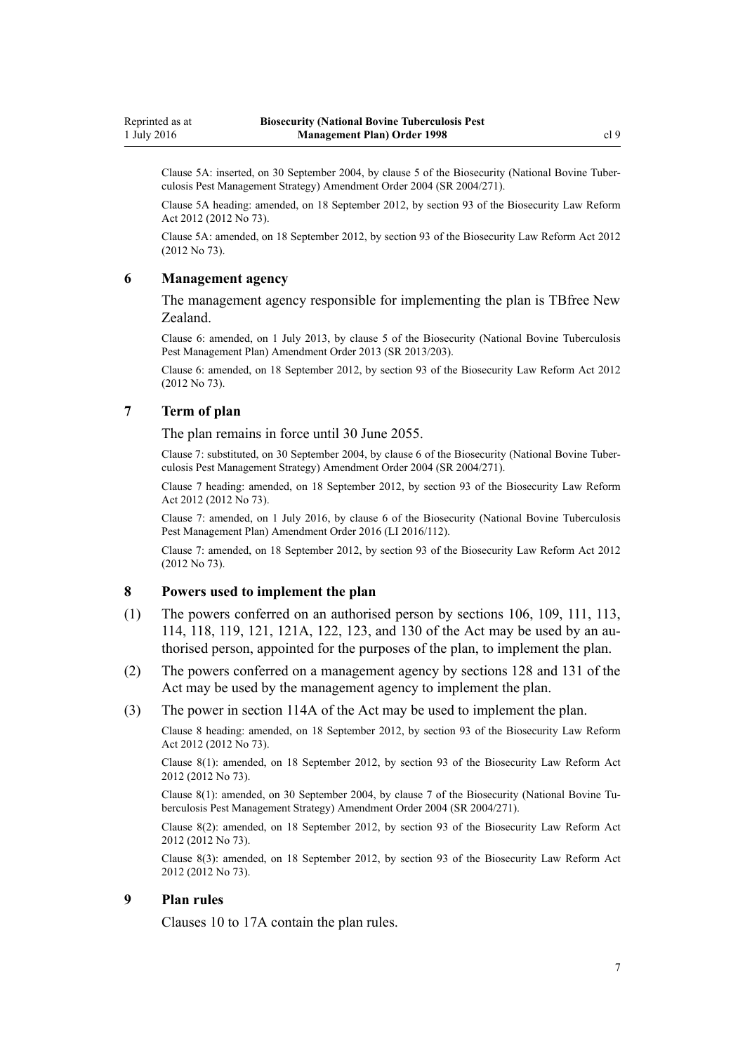Clause 5A: inserted, on 30 September 2004, by clause 5 of the Biosecurity (National Bovine Tuberculosis Pest Management Strategy) Amendment Order 2004 (SR 2004/271).

Clause 5A heading: amended, on 18 September 2012, by section 93 of the Biosecurity Law Reform Act 2012 (2012 No 73).

Clause 5A: amended, on 18 September 2012, by section 93 of the Biosecurity Law Reform Act 2012 (2012 No 73).

### 6 Management agency

The management agency responsible for implementing the plan is TBfree New Zealand.

Clause 6: amended, on 1 July 2013, by clause 5 of the Biosecurity (National Bovine Tuberculosis Pest Management Plan) Amendment Order 2013 (SR 2013/203).

Clause 6: amended, on 18 September 2012, by section 93 of the Biosecurity Law Reform Act 2012 (2012 No 73).

### 7 Term of plan

The plan remains in force until 30 June 2055.

Clause 7: substituted, on 30 September 2004, by clause 6 of the Biosecurity (National Bovine Tuberculosis Pest Management Strategy) Amendment Order 2004 (SR 2004/271).

Clause 7 heading: amended, on 18 September 2012, by section 93 of the Biosecurity Law Reform Act 2012 (2012 No 73).

Clause 7: amended, on 1 July 2016, by clause 6 of the Biosecurity (National Bovine Tuberculosis Pest Management Plan) Amendment Order 2016 (LI 2016/112).

Clause 7: amended, on 18 September 2012, by section 93 of the Biosecurity Law Reform Act 2012 (2012 No 73).

### 8 Powers used to implement the plan

(1) The powers conferred on an authorised person by sections 106, 109, 111, 113, 114, 118, 119, 121, 121A, 122, 123, and 130 of the Act may be used by an authorised person, appointed for the purposes of the plan, to implement the plan.

(2) The powers conferred on a management agency by sections 128 and 131 of the Act may be used by the management agency to implement the plan.

(3) The power in section 114A of the Act may be used to implement the plan.

Clause 8 heading: amended, on 18 September 2012, by section 93 of the Biosecurity Law Reform Act 2012 (2012 No 73).

Clause 8(1): amended, on 18 September 2012, by section 93 of the Biosecurity Law Reform Act 2012 (2012 No 73).

Clause 8(1): amended, on 30 September 2004, by clause 7 of the Biosecurity (National Bovine Tuberculosis Pest Management Strategy) Amendment Order 2004 (SR 2004/271).

Clause 8(2): amended, on 18 September 2012, by section 93 of the Biosecurity Law Reform Act 2012 (2012 No 73).

Clause 8(3): amended, on 18 September 2012, by section 93 of the Biosecurity Law Reform Act 2012 (2012 No 73).

### 9 Plan rules

Clauses 10 to 17A contain the plan rules.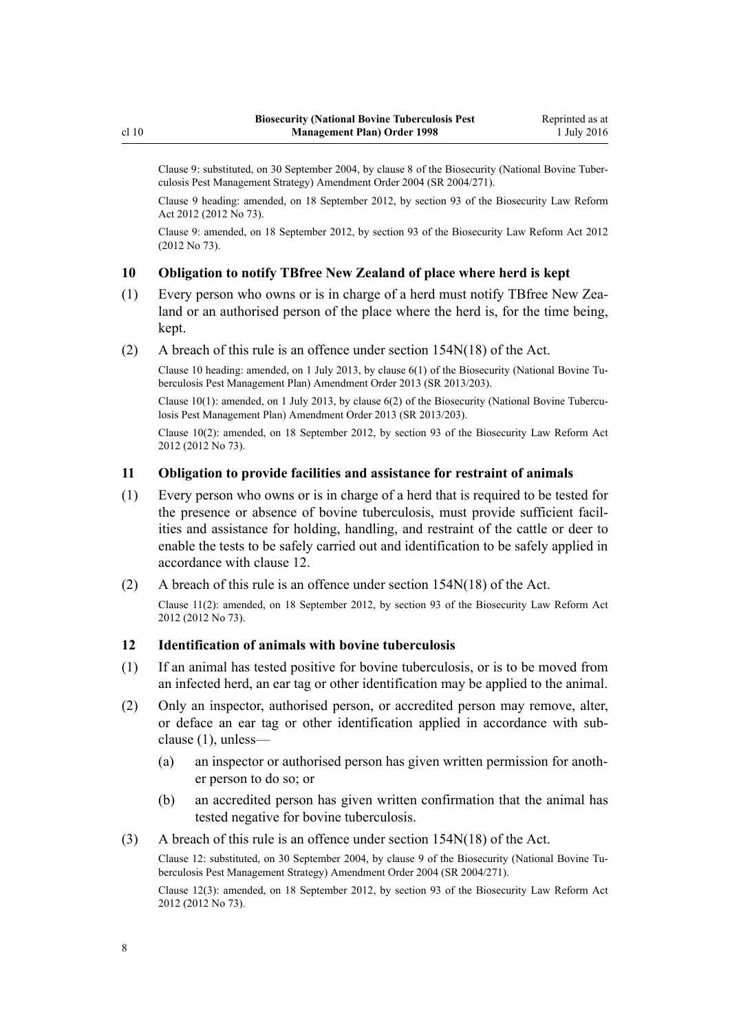Clause 9: substituted, on 30 September 2004, by clause 8 of the Biosecurity (National Bovine Tuberculosis Pest Management Strategy) Amendment Order 2004 (SR 2004/271).

Clause 9 heading: amended, on 18 September 2012, by section 93 of the Biosecurity Law Reform Act 2012 (2012 No 73).

Clause 9: amended, on 18 September 2012, by section 93 of the Biosecurity Law Reform Act 2012 (2012 No 73).

## 10 Obligation to notify TBfree New Zealand of place where herd is kept

(1) Every person who owns or is in charge of a herd must notify TBfree New Zealand or an authorised person of the place where the herd is, for the time being, kept.

(2) A breach of this rule is an offence under section 154N(18) of the Act.

Clause 10 heading: amended, on 1 July 2013, by clause 6(1) of the Biosecurity (National Bovine Tuberculosis Pest Management Plan) Amendment Order 2013 (SR 2013/203).

Clause 10(1): amended, on 1 July 2013, by clause 6(2) of the Biosecurity (National Bovine Tuberculosis Pest Management Plan) Amendment Order 2013 (SR 2013/203).

Clause 10(2): amended, on 18 September 2012, by section 93 of the Biosecurity Law Reform Act 2012 (2012 No 73).

## 11 Obligation to provide facilities and assistance for restraint of animals

(1) Every person who owns or is in charge of a herd that is required to be tested for the presence or absence of bovine tuberculosis, must provide sufficient facilities and assistance for holding, handling, and restraint of the cattle or deer to enable the tests to be safely carried out and identification to be safely applied in accordance with clause 12.

(2) A breach of this rule is an offence under section 154N(18) of the Act.

Clause 11(2): amended, on 18 September 2012, by section 93 of the Biosecurity Law Reform Act 2012 (2012 No 73).

## 12 Identification of animals with bovine tuberculosis

(1) If an animal has tested positive for bovine tuberculosis, or is to be moved from an infected herd, an ear tag or other identification may be applied to the animal.

(2) Only an inspector, authorised person, or accredited person may remove, alter, or deface an ear tag or other identification applied in accordance with subclause (1), unless—

  (a) an inspector or authorised person has given written permission for another person to do so; or

  (b) an accredited person has given written confirmation that the animal has tested negative for bovine tuberculosis.

(3) A breach of this rule is an offence under section 154N(18) of the Act.

Clause 12: substituted, on 30 September 2004, by clause 9 of the Biosecurity (National Bovine Tuberculosis Pest Management Strategy) Amendment Order 2004 (SR 2004/271).

Clause 12(3): amended, on 18 September 2012, by section 93 of the Biosecurity Law Reform Act 2012 (2012 No 73).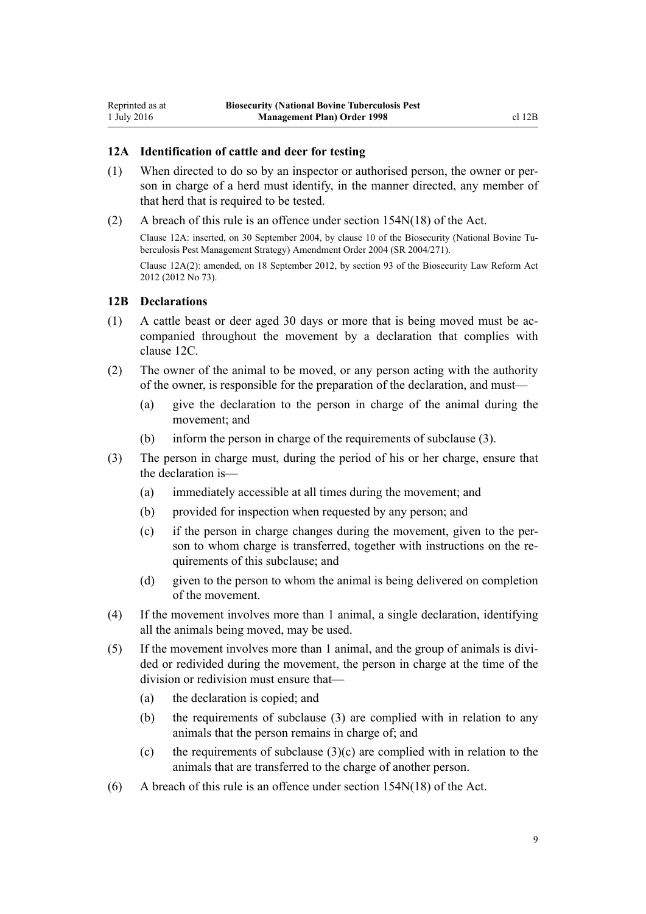### 12A Identification of cattle and deer for testing

(1) When directed to do so by an inspector or authorised person, the owner or person in charge of a herd must identify, in the manner directed, any member of that herd that is required to be tested.

(2) A breach of this rule is an offence under section 154N(18) of the Act.

Clause 12A: inserted, on 30 September 2004, by clause 10 of the Biosecurity (National Bovine Tuberculosis Pest Management Strategy) Amendment Order 2004 (SR 2004/271).

Clause 12A(2): amended, on 18 September 2012, by section 93 of the Biosecurity Law Reform Act 2012 (2012 No 73).

### 12B Declarations

(1) A cattle beast or deer aged 30 days or more that is being moved must be accompanied throughout the movement by a declaration that complies with clause 12C.

(2) The owner of the animal to be moved, or any person acting with the authority of the owner, is responsible for the preparation of the declaration, and must—

- (a) give the declaration to the person in charge of the animal during the movement; and
- (b) inform the person in charge of the requirements of subclause (3).

(3) The person in charge must, during the period of his or her charge, ensure that the declaration is—

- (a) immediately accessible at all times during the movement; and
- (b) provided for inspection when requested by any person; and
- (c) if the person in charge changes during the movement, given to the person to whom charge is transferred, together with instructions on the requirements of this subclause; and
- (d) given to the person to whom the animal is being delivered on completion of the movement.

(4) If the movement involves more than 1 animal, a single declaration, identifying all the animals being moved, may be used.

(5) If the movement involves more than 1 animal, and the group of animals is divided or redivided during the movement, the person in charge at the time of the division or redivision must ensure that—

- (a) the declaration is copied; and
- (b) the requirements of subclause (3) are complied with in relation to any animals that the person remains in charge of; and
- (c) the requirements of subclause (3)(c) are complied with in relation to the animals that are transferred to the charge of another person.

(6) A breach of this rule is an offence under section 154N(18) of the Act.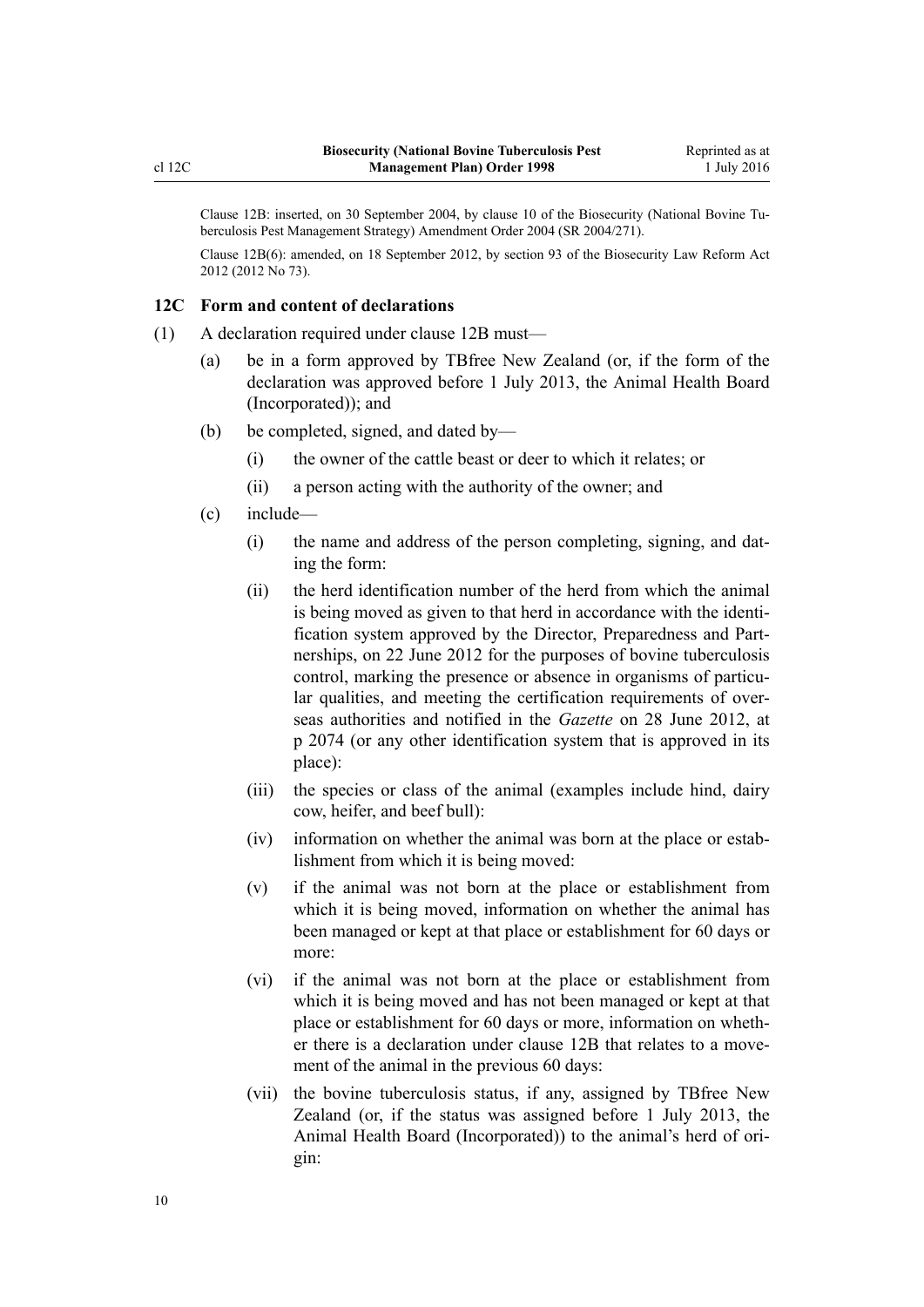Clause 12B: inserted, on 30 September 2004, by clause 10 of the Biosecurity (National Bovine Tuberculosis Pest Management Strategy) Amendment Order 2004 (SR 2004/271).

Clause 12B(6): amended, on 18 September 2012, by section 93 of the Biosecurity Law Reform Act 2012 (2012 No 73).

### 12C Form and content of declarations

(1) A declaration required under clause 12B must—

  (a) be in a form approved by TBfree New Zealand (or, if the form of the declaration was approved before 1 July 2013, the Animal Health Board (Incorporated)); and

  (b) be completed, signed, and dated by—

    (i) the owner of the cattle beast or deer to which it relates; or

    (ii) a person acting with the authority of the owner; and

  (c) include—

    (i) the name and address of the person completing, signing, and dating the form:

    (ii) the herd identification number of the herd from which the animal is being moved as given to that herd in accordance with the identification system approved by the Director, Preparedness and Partnerships, on 22 June 2012 for the purposes of bovine tuberculosis control, marking the presence or absence in organisms of particular qualities, and meeting the certification requirements of overseas authorities and notified in the *Gazette* on 28 June 2012, at p 2074 (or any other identification system that is approved in its place):

    (iii) the species or class of the animal (examples include hind, dairy cow, heifer, and beef bull):

    (iv) information on whether the animal was born at the place or establishment from which it is being moved:

    (v) if the animal was not born at the place or establishment from which it is being moved, information on whether the animal has been managed or kept at that place or establishment for 60 days or more:

    (vi) if the animal was not born at the place or establishment from which it is being moved and has not been managed or kept at that place or establishment for 60 days or more, information on whether there is a declaration under clause 12B that relates to a movement of the animal in the previous 60 days:

    (vii) the bovine tuberculosis status, if any, assigned by TBfree New Zealand (or, if the status was assigned before 1 July 2013, the Animal Health Board (Incorporated)) to the animal's herd of origin: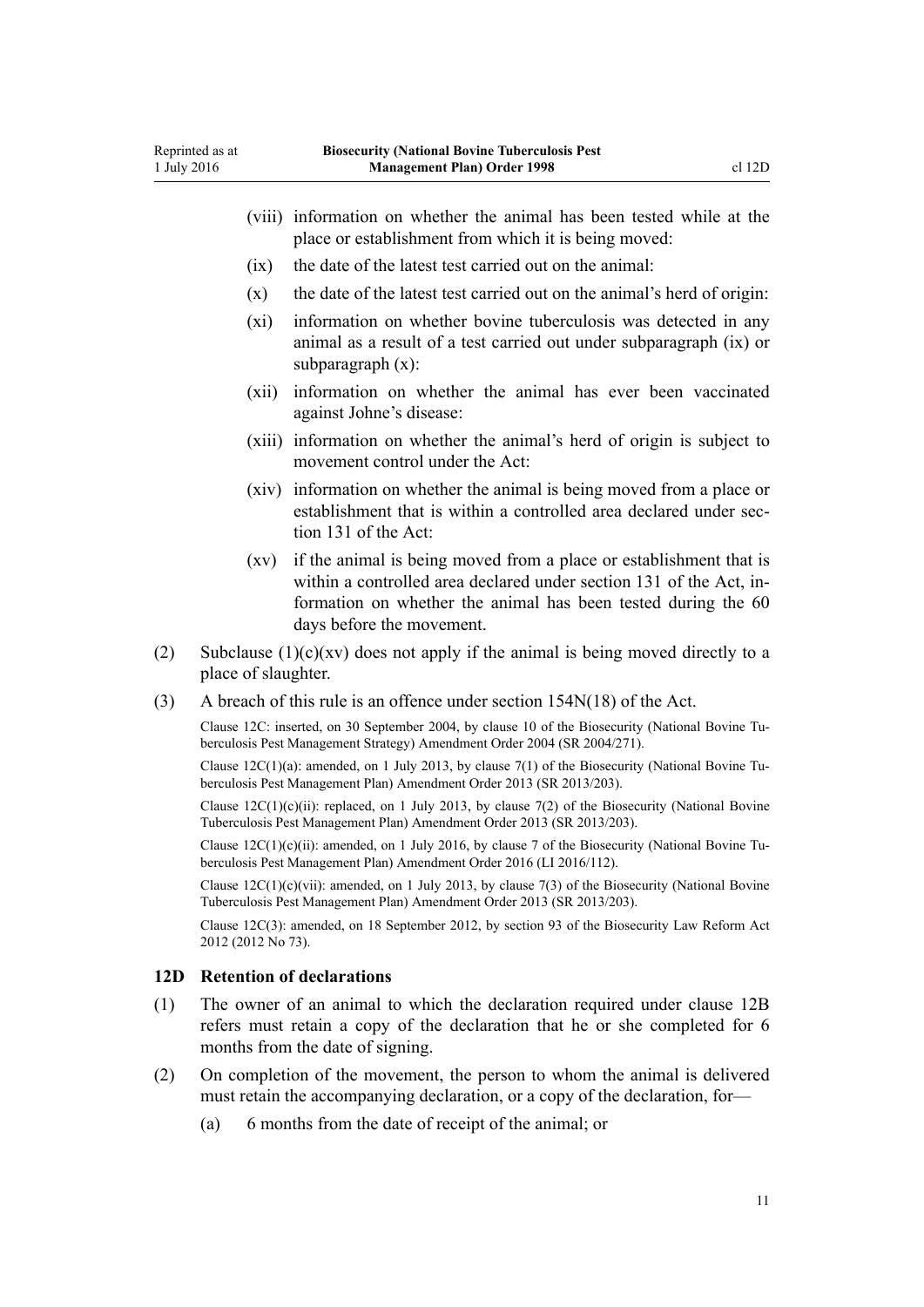(viii) information on whether the animal has been tested while at the place or establishment from which it is being moved:

(ix) the date of the latest test carried out on the animal:

(x) the date of the latest test carried out on the animal's herd of origin:

(xi) information on whether bovine tuberculosis was detected in any animal as a result of a test carried out under subparagraph (ix) or subparagraph (x):

(xii) information on whether the animal has ever been vaccinated against Johne's disease:

(xiii) information on whether the animal's herd of origin is subject to movement control under the Act:

(xiv) information on whether the animal is being moved from a place or establishment that is within a controlled area declared under section 131 of the Act:

(xv) if the animal is being moved from a place or establishment that is within a controlled area declared under section 131 of the Act, information on whether the animal has been tested during the 60 days before the movement.

(2) Subclause (1)(c)(xv) does not apply if the animal is being moved directly to a place of slaughter.

(3) A breach of this rule is an offence under section 154N(18) of the Act.

Clause 12C: inserted, on 30 September 2004, by clause 10 of the Biosecurity (National Bovine Tuberculosis Pest Management Strategy) Amendment Order 2004 (SR 2004/271).

Clause 12C(1)(a): amended, on 1 July 2013, by clause 7(1) of the Biosecurity (National Bovine Tuberculosis Pest Management Plan) Amendment Order 2013 (SR 2013/203).

Clause 12C(1)(c)(ii): replaced, on 1 July 2013, by clause 7(2) of the Biosecurity (National Bovine Tuberculosis Pest Management Plan) Amendment Order 2013 (SR 2013/203).

Clause 12C(1)(c)(ii): amended, on 1 July 2016, by clause 7 of the Biosecurity (National Bovine Tuberculosis Pest Management Plan) Amendment Order 2016 (LI 2016/112).

Clause 12C(1)(c)(vii): amended, on 1 July 2013, by clause 7(3) of the Biosecurity (National Bovine Tuberculosis Pest Management Plan) Amendment Order 2013 (SR 2013/203).

Clause 12C(3): amended, on 18 September 2012, by section 93 of the Biosecurity Law Reform Act 2012 (2012 No 73).

### 12D Retention of declarations

(1) The owner of an animal to which the declaration required under clause 12B refers must retain a copy of the declaration that he or she completed for 6 months from the date of signing.

(2) On completion of the movement, the person to whom the animal is delivered must retain the accompanying declaration, or a copy of the declaration, for—

(a) 6 months from the date of receipt of the animal; or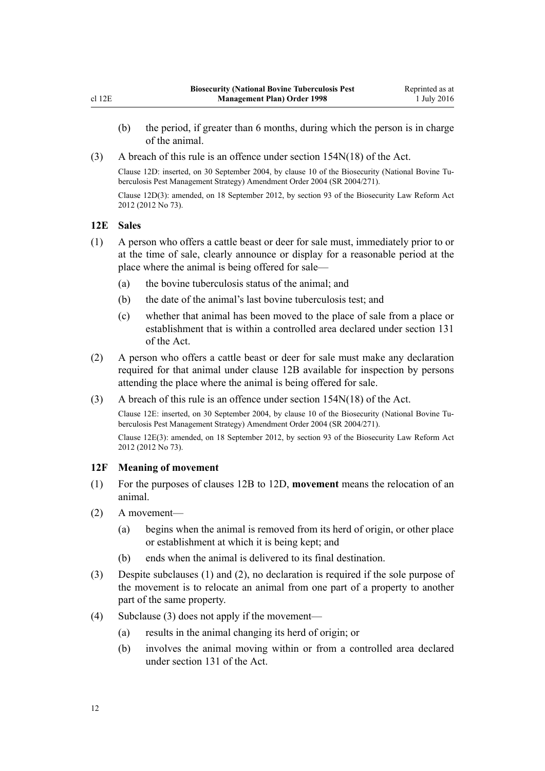(b) the period, if greater than 6 months, during which the person is in charge of the animal.

(3) A breach of this rule is an offence under section 154N(18) of the Act.

Clause 12D: inserted, on 30 September 2004, by clause 10 of the Biosecurity (National Bovine Tuberculosis Pest Management Strategy) Amendment Order 2004 (SR 2004/271).

Clause 12D(3): amended, on 18 September 2012, by section 93 of the Biosecurity Law Reform Act 2012 (2012 No 73).

### 12E Sales

(1) A person who offers a cattle beast or deer for sale must, immediately prior to or at the time of sale, clearly announce or display for a reasonable period at the place where the animal is being offered for sale—

(a) the bovine tuberculosis status of the animal; and

(b) the date of the animal's last bovine tuberculosis test; and

(c) whether that animal has been moved to the place of sale from a place or establishment that is within a controlled area declared under section 131 of the Act.

(2) A person who offers a cattle beast or deer for sale must make any declaration required for that animal under clause 12B available for inspection by persons attending the place where the animal is being offered for sale.

(3) A breach of this rule is an offence under section 154N(18) of the Act.

Clause 12E: inserted, on 30 September 2004, by clause 10 of the Biosecurity (National Bovine Tuberculosis Pest Management Strategy) Amendment Order 2004 (SR 2004/271).

Clause 12E(3): amended, on 18 September 2012, by section 93 of the Biosecurity Law Reform Act 2012 (2012 No 73).

### 12F Meaning of movement

(1) For the purposes of clauses 12B to 12D, **movement** means the relocation of an animal.

(2) A movement—

(a) begins when the animal is removed from its herd of origin, or other place or establishment at which it is being kept; and

(b) ends when the animal is delivered to its final destination.

(3) Despite subclauses (1) and (2), no declaration is required if the sole purpose of the movement is to relocate an animal from one part of a property to another part of the same property.

(4) Subclause (3) does not apply if the movement—

(a) results in the animal changing its herd of origin; or

(b) involves the animal moving within or from a controlled area declared under section 131 of the Act.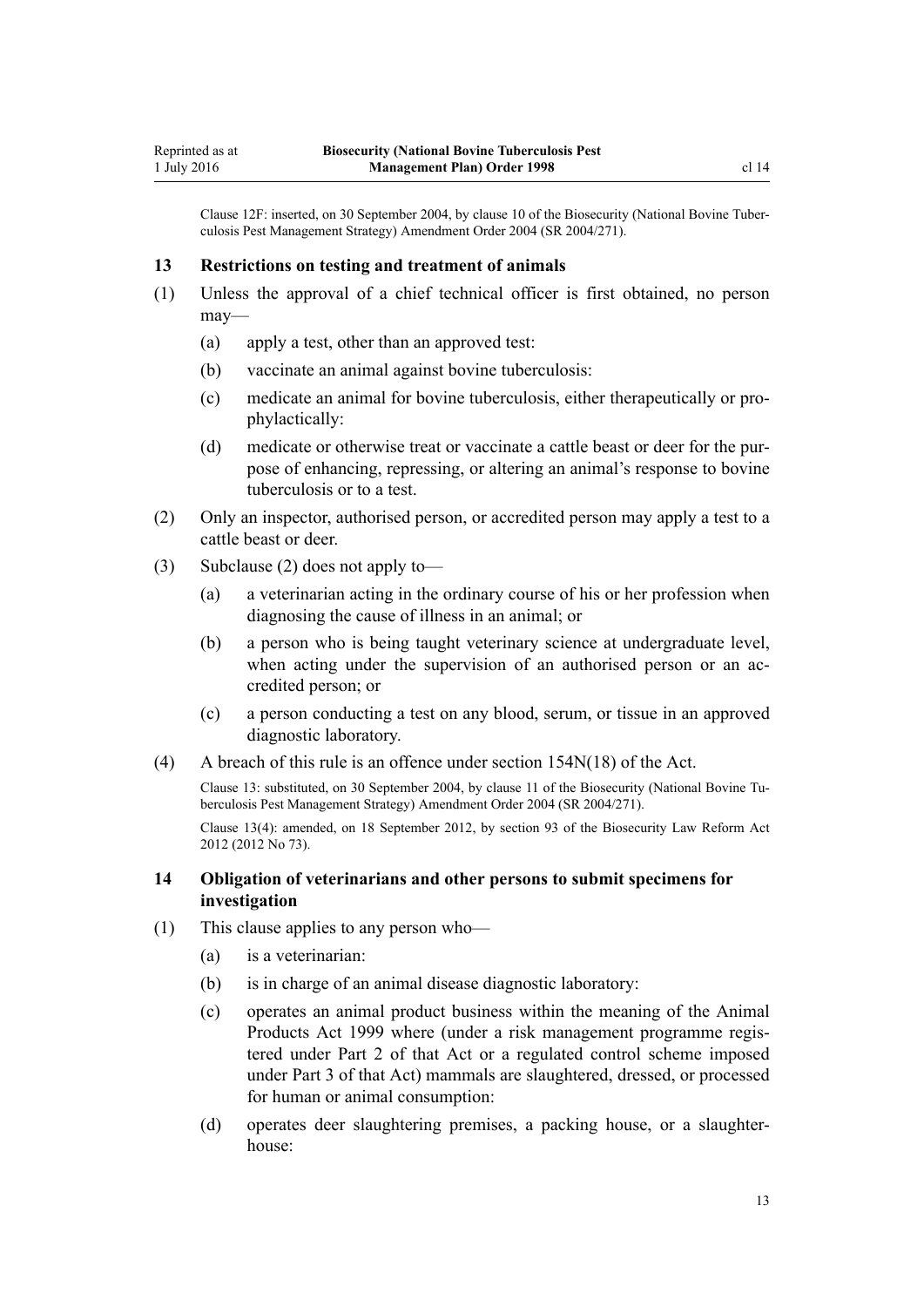Clause 12F: inserted, on 30 September 2004, by clause 10 of the Biosecurity (National Bovine Tuberculosis Pest Management Strategy) Amendment Order 2004 (SR 2004/271).

## 13 Restrictions on testing and treatment of animals

(1) Unless the approval of a chief technical officer is first obtained, no person may—

(a) apply a test, other than an approved test:

(b) vaccinate an animal against bovine tuberculosis:

(c) medicate an animal for bovine tuberculosis, either therapeutically or prophylactically:

(d) medicate or otherwise treat or vaccinate a cattle beast or deer for the purpose of enhancing, repressing, or altering an animal's response to bovine tuberculosis or to a test.

(2) Only an inspector, authorised person, or accredited person may apply a test to a cattle beast or deer.

(3) Subclause (2) does not apply to—

(a) a veterinarian acting in the ordinary course of his or her profession when diagnosing the cause of illness in an animal; or

(b) a person who is being taught veterinary science at undergraduate level, when acting under the supervision of an authorised person or an accredited person; or

(c) a person conducting a test on any blood, serum, or tissue in an approved diagnostic laboratory.

(4) A breach of this rule is an offence under section 154N(18) of the Act.

Clause 13: substituted, on 30 September 2004, by clause 11 of the Biosecurity (National Bovine Tuberculosis Pest Management Strategy) Amendment Order 2004 (SR 2004/271).

Clause 13(4): amended, on 18 September 2012, by section 93 of the Biosecurity Law Reform Act 2012 (2012 No 73).

## 14 Obligation of veterinarians and other persons to submit specimens for investigation

(1) This clause applies to any person who—

(a) is a veterinarian:

(b) is in charge of an animal disease diagnostic laboratory:

(c) operates an animal product business within the meaning of the Animal Products Act 1999 where (under a risk management programme registered under Part 2 of that Act or a regulated control scheme imposed under Part 3 of that Act) mammals are slaughtered, dressed, or processed for human or animal consumption:

(d) operates deer slaughtering premises, a packing house, or a slaughterhouse: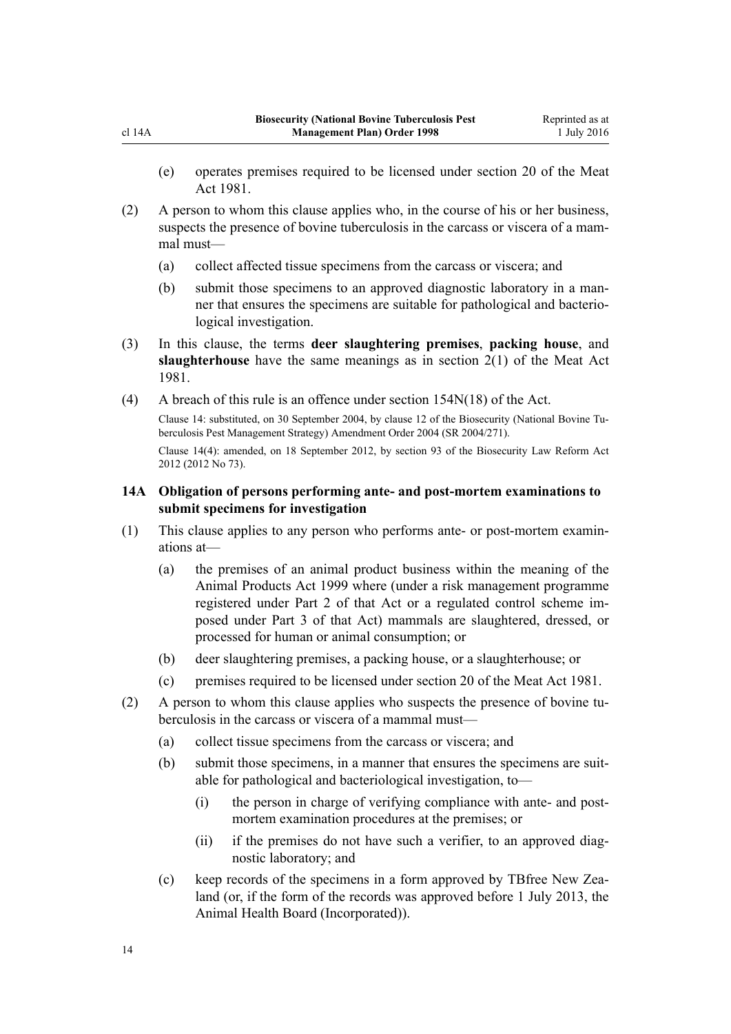(e) operates premises required to be licensed under section 20 of the Meat Act 1981.

(2) A person to whom this clause applies who, in the course of his or her business, suspects the presence of bovine tuberculosis in the carcass or viscera of a mammal must—

(a) collect affected tissue specimens from the carcass or viscera; and

(b) submit those specimens to an approved diagnostic laboratory in a manner that ensures the specimens are suitable for pathological and bacteriological investigation.

(3) In this clause, the terms **deer slaughtering premises**, **packing house**, and **slaughterhouse** have the same meanings as in section 2(1) of the Meat Act 1981.

(4) A breach of this rule is an offence under section 154N(18) of the Act.

Clause 14: substituted, on 30 September 2004, by clause 12 of the Biosecurity (National Bovine Tuberculosis Pest Management Strategy) Amendment Order 2004 (SR 2004/271).

Clause 14(4): amended, on 18 September 2012, by section 93 of the Biosecurity Law Reform Act 2012 (2012 No 73).

### 14A Obligation of persons performing ante- and post-mortem examinations to submit specimens for investigation

(1) This clause applies to any person who performs ante- or post-mortem examinations at—

(a) the premises of an animal product business within the meaning of the Animal Products Act 1999 where (under a risk management programme registered under Part 2 of that Act or a regulated control scheme imposed under Part 3 of that Act) mammals are slaughtered, dressed, or processed for human or animal consumption; or

(b) deer slaughtering premises, a packing house, or a slaughterhouse; or

(c) premises required to be licensed under section 20 of the Meat Act 1981.

(2) A person to whom this clause applies who suspects the presence of bovine tuberculosis in the carcass or viscera of a mammal must—

(a) collect tissue specimens from the carcass or viscera; and

(b) submit those specimens, in a manner that ensures the specimens are suitable for pathological and bacteriological investigation, to—

(i) the person in charge of verifying compliance with ante- and post-mortem examination procedures at the premises; or

(ii) if the premises do not have such a verifier, to an approved diagnostic laboratory; and

(c) keep records of the specimens in a form approved by TBfree New Zealand (or, if the form of the records was approved before 1 July 2013, the Animal Health Board (Incorporated)).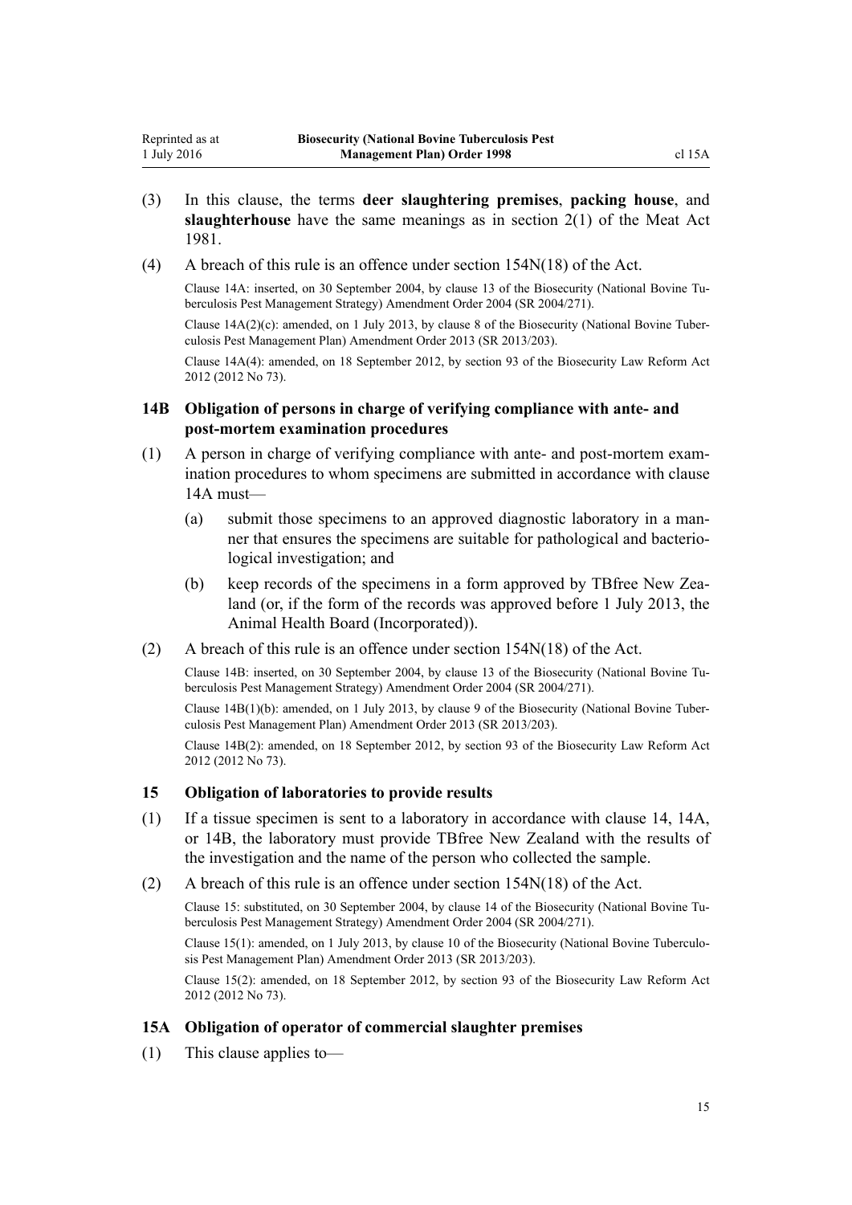(3) In this clause, the terms **deer slaughtering premises**, **packing house**, and **slaughterhouse** have the same meanings as in section 2(1) of the Meat Act 1981.

(4) A breach of this rule is an offence under section 154N(18) of the Act.

Clause 14A: inserted, on 30 September 2004, by clause 13 of the Biosecurity (National Bovine Tuberculosis Pest Management Strategy) Amendment Order 2004 (SR 2004/271).

Clause 14A(2)(c): amended, on 1 July 2013, by clause 8 of the Biosecurity (National Bovine Tuberculosis Pest Management Plan) Amendment Order 2013 (SR 2013/203).

Clause 14A(4): amended, on 18 September 2012, by section 93 of the Biosecurity Law Reform Act 2012 (2012 No 73).

### 14B Obligation of persons in charge of verifying compliance with ante- and post-mortem examination procedures

(1) A person in charge of verifying compliance with ante- and post-mortem examination procedures to whom specimens are submitted in accordance with clause 14A must—

(a) submit those specimens to an approved diagnostic laboratory in a manner that ensures the specimens are suitable for pathological and bacteriological investigation; and

(b) keep records of the specimens in a form approved by TBfree New Zealand (or, if the form of the records was approved before 1 July 2013, the Animal Health Board (Incorporated)).

(2) A breach of this rule is an offence under section 154N(18) of the Act.

Clause 14B: inserted, on 30 September 2004, by clause 13 of the Biosecurity (National Bovine Tuberculosis Pest Management Strategy) Amendment Order 2004 (SR 2004/271).

Clause 14B(1)(b): amended, on 1 July 2013, by clause 9 of the Biosecurity (National Bovine Tuberculosis Pest Management Plan) Amendment Order 2013 (SR 2013/203).

Clause 14B(2): amended, on 18 September 2012, by section 93 of the Biosecurity Law Reform Act 2012 (2012 No 73).

### 15 Obligation of laboratories to provide results

(1) If a tissue specimen is sent to a laboratory in accordance with clause 14, 14A, or 14B, the laboratory must provide TBfree New Zealand with the results of the investigation and the name of the person who collected the sample.

(2) A breach of this rule is an offence under section 154N(18) of the Act.

Clause 15: substituted, on 30 September 2004, by clause 14 of the Biosecurity (National Bovine Tuberculosis Pest Management Strategy) Amendment Order 2004 (SR 2004/271).

Clause 15(1): amended, on 1 July 2013, by clause 10 of the Biosecurity (National Bovine Tuberculosis Pest Management Plan) Amendment Order 2013 (SR 2013/203).

Clause 15(2): amended, on 18 September 2012, by section 93 of the Biosecurity Law Reform Act 2012 (2012 No 73).

### 15A Obligation of operator of commercial slaughter premises

(1) This clause applies to—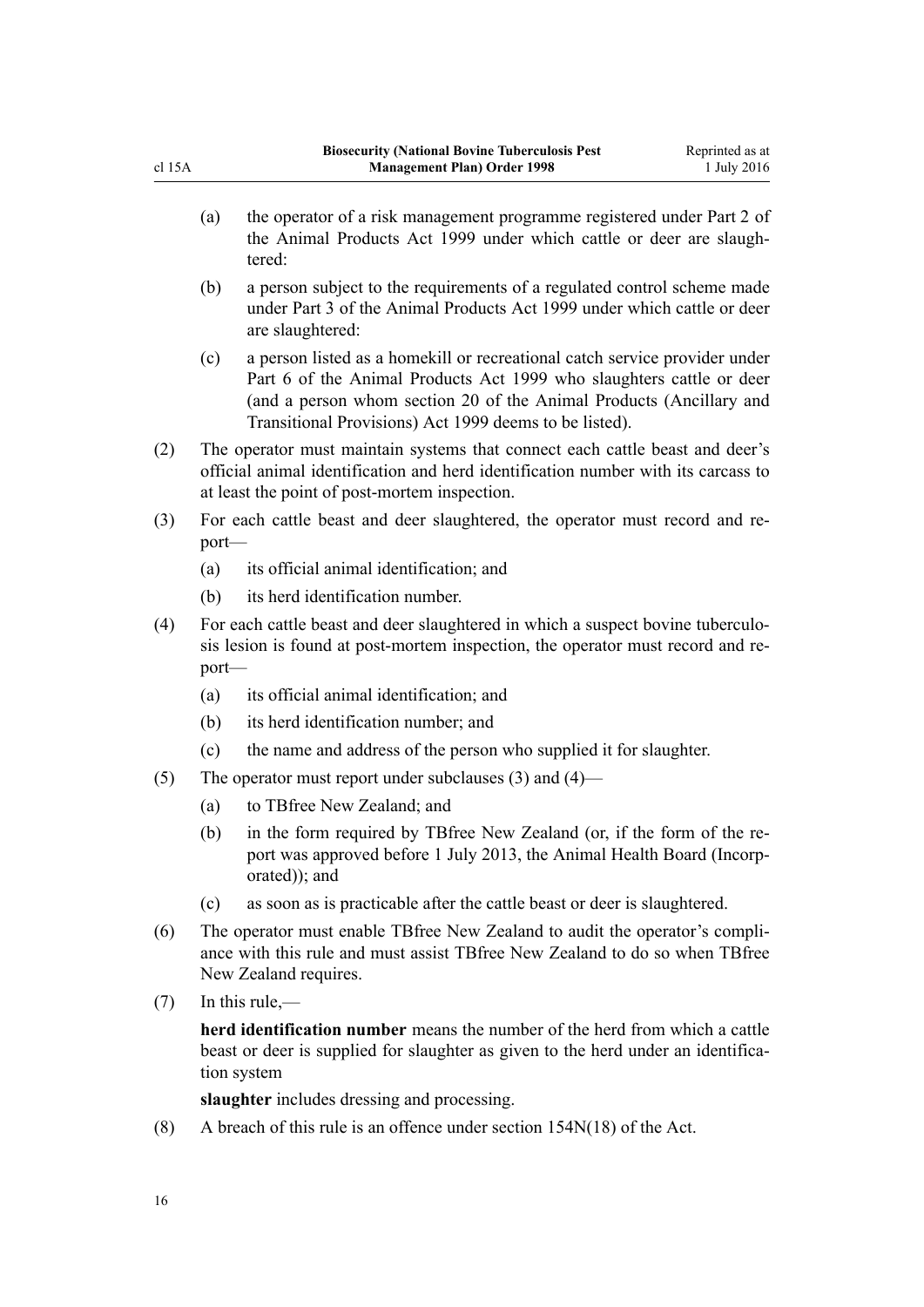(a) the operator of a risk management programme registered under Part 2 of the Animal Products Act 1999 under which cattle or deer are slaughtered:

(b) a person subject to the requirements of a regulated control scheme made under Part 3 of the Animal Products Act 1999 under which cattle or deer are slaughtered:

(c) a person listed as a homekill or recreational catch service provider under Part 6 of the Animal Products Act 1999 who slaughters cattle or deer (and a person whom section 20 of the Animal Products (Ancillary and Transitional Provisions) Act 1999 deems to be listed).

(2) The operator must maintain systems that connect each cattle beast and deer's official animal identification and herd identification number with its carcass to at least the point of post-mortem inspection.

(3) For each cattle beast and deer slaughtered, the operator must record and report—

(a) its official animal identification; and

(b) its herd identification number.

(4) For each cattle beast and deer slaughtered in which a suspect bovine tuberculosis lesion is found at post-mortem inspection, the operator must record and report—

(a) its official animal identification; and

(b) its herd identification number; and

(c) the name and address of the person who supplied it for slaughter.

(5) The operator must report under subclauses (3) and (4)—

(a) to TBfree New Zealand; and

(b) in the form required by TBfree New Zealand (or, if the form of the report was approved before 1 July 2013, the Animal Health Board (Incorporated)); and

(c) as soon as is practicable after the cattle beast or deer is slaughtered.

(6) The operator must enable TBfree New Zealand to audit the operator's compliance with this rule and must assist TBfree New Zealand to do so when TBfree New Zealand requires.

(7) In this rule,—

**herd identification number** means the number of the herd from which a cattle beast or deer is supplied for slaughter as given to the herd under an identification system

**slaughter** includes dressing and processing.

(8) A breach of this rule is an offence under section 154N(18) of the Act.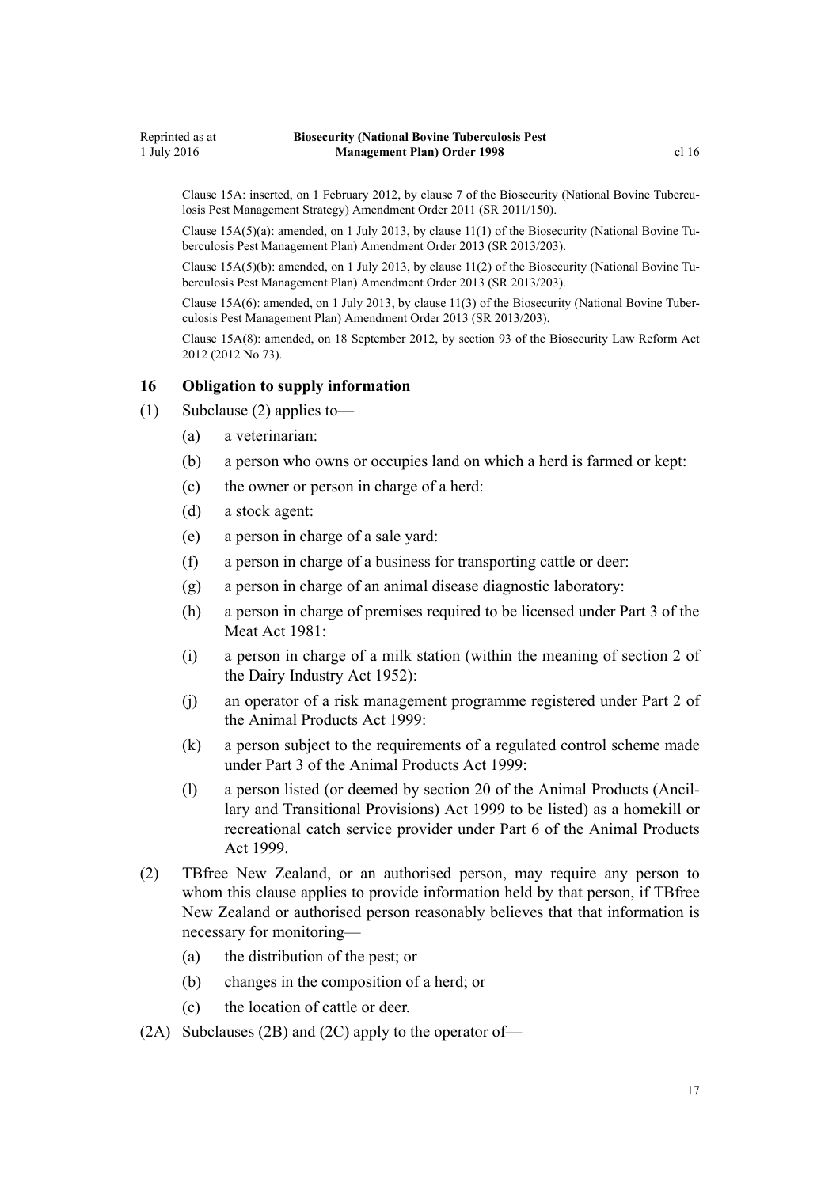Clause 15A: inserted, on 1 February 2012, by clause 7 of the Biosecurity (National Bovine Tuberculosis Pest Management Strategy) Amendment Order 2011 (SR 2011/150).

Clause 15A(5)(a): amended, on 1 July 2013, by clause 11(1) of the Biosecurity (National Bovine Tuberculosis Pest Management Plan) Amendment Order 2013 (SR 2013/203).

Clause 15A(5)(b): amended, on 1 July 2013, by clause 11(2) of the Biosecurity (National Bovine Tuberculosis Pest Management Plan) Amendment Order 2013 (SR 2013/203).

Clause 15A(6): amended, on 1 July 2013, by clause 11(3) of the Biosecurity (National Bovine Tuberculosis Pest Management Plan) Amendment Order 2013 (SR 2013/203).

Clause 15A(8): amended, on 18 September 2012, by section 93 of the Biosecurity Law Reform Act 2012 (2012 No 73).

### 16 Obligation to supply information

(1) Subclause (2) applies to—

- (a) a veterinarian:
- (b) a person who owns or occupies land on which a herd is farmed or kept:
- (c) the owner or person in charge of a herd:
- (d) a stock agent:
- (e) a person in charge of a sale yard:
- (f) a person in charge of a business for transporting cattle or deer:
- (g) a person in charge of an animal disease diagnostic laboratory:
- (h) a person in charge of premises required to be licensed under Part 3 of the Meat Act 1981:
- (i) a person in charge of a milk station (within the meaning of section 2 of the Dairy Industry Act 1952):
- (j) an operator of a risk management programme registered under Part 2 of the Animal Products Act 1999:
- (k) a person subject to the requirements of a regulated control scheme made under Part 3 of the Animal Products Act 1999:
- (l) a person listed (or deemed by section 20 of the Animal Products (Ancillary and Transitional Provisions) Act 1999 to be listed) as a homekill or recreational catch service provider under Part 6 of the Animal Products Act 1999.

(2) TBfree New Zealand, or an authorised person, may require any person to whom this clause applies to provide information held by that person, if TBfree New Zealand or authorised person reasonably believes that that information is necessary for monitoring—

- (a) the distribution of the pest; or
- (b) changes in the composition of a herd; or
- (c) the location of cattle or deer.

(2A) Subclauses (2B) and (2C) apply to the operator of—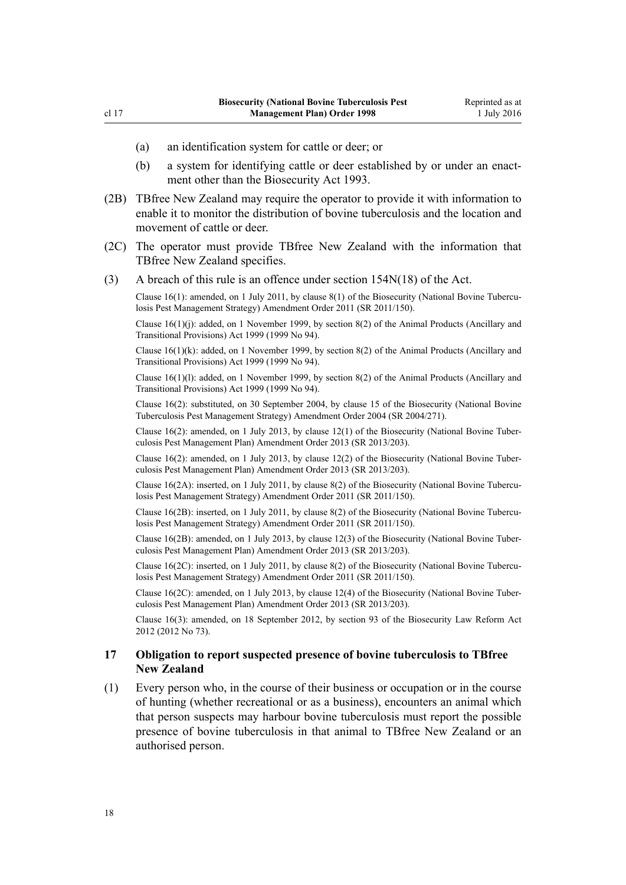(a) an identification system for cattle or deer; or

(b) a system for identifying cattle or deer established by or under an enactment other than the Biosecurity Act 1993.

(2B) TBfree New Zealand may require the operator to provide it with information to enable it to monitor the distribution of bovine tuberculosis and the location and movement of cattle or deer.

(2C) The operator must provide TBfree New Zealand with the information that TBfree New Zealand specifies.

(3) A breach of this rule is an offence under section 154N(18) of the Act.

Clause 16(1): amended, on 1 July 2011, by clause 8(1) of the Biosecurity (National Bovine Tuberculosis Pest Management Strategy) Amendment Order 2011 (SR 2011/150).

Clause 16(1)(j): added, on 1 November 1999, by section 8(2) of the Animal Products (Ancillary and Transitional Provisions) Act 1999 (1999 No 94).

Clause 16(1)(k): added, on 1 November 1999, by section 8(2) of the Animal Products (Ancillary and Transitional Provisions) Act 1999 (1999 No 94).

Clause 16(1)(l): added, on 1 November 1999, by section 8(2) of the Animal Products (Ancillary and Transitional Provisions) Act 1999 (1999 No 94).

Clause 16(2): substituted, on 30 September 2004, by clause 15 of the Biosecurity (National Bovine Tuberculosis Pest Management Strategy) Amendment Order 2004 (SR 2004/271).

Clause 16(2): amended, on 1 July 2013, by clause 12(1) of the Biosecurity (National Bovine Tuberculosis Pest Management Plan) Amendment Order 2013 (SR 2013/203).

Clause 16(2): amended, on 1 July 2013, by clause 12(2) of the Biosecurity (National Bovine Tuberculosis Pest Management Plan) Amendment Order 2013 (SR 2013/203).

Clause 16(2A): inserted, on 1 July 2011, by clause 8(2) of the Biosecurity (National Bovine Tuberculosis Pest Management Strategy) Amendment Order 2011 (SR 2011/150).

Clause 16(2B): inserted, on 1 July 2011, by clause 8(2) of the Biosecurity (National Bovine Tuberculosis Pest Management Strategy) Amendment Order 2011 (SR 2011/150).

Clause 16(2B): amended, on 1 July 2013, by clause 12(3) of the Biosecurity (National Bovine Tuberculosis Pest Management Plan) Amendment Order 2013 (SR 2013/203).

Clause 16(2C): inserted, on 1 July 2011, by clause 8(2) of the Biosecurity (National Bovine Tuberculosis Pest Management Strategy) Amendment Order 2011 (SR 2011/150).

Clause 16(2C): amended, on 1 July 2013, by clause 12(4) of the Biosecurity (National Bovine Tuberculosis Pest Management Plan) Amendment Order 2013 (SR 2013/203).

Clause 16(3): amended, on 18 September 2012, by section 93 of the Biosecurity Law Reform Act 2012 (2012 No 73).

### 17 Obligation to report suspected presence of bovine tuberculosis to TBfree New Zealand

(1) Every person who, in the course of their business or occupation or in the course of hunting (whether recreational or as a business), encounters an animal which that person suspects may harbour bovine tuberculosis must report the possible presence of bovine tuberculosis in that animal to TBfree New Zealand or an authorised person.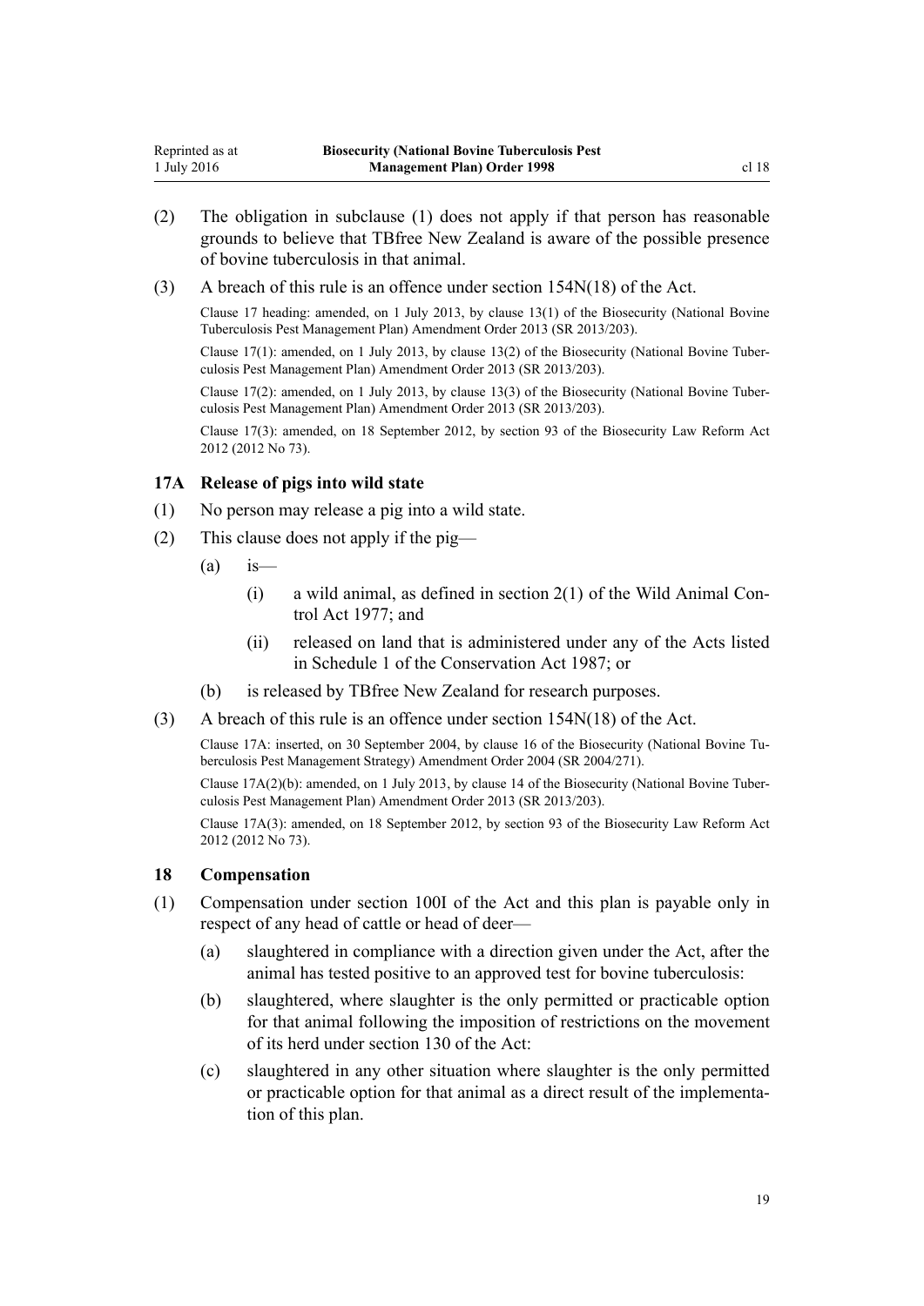(2) The obligation in subclause (1) does not apply if that person has reasonable grounds to believe that TBfree New Zealand is aware of the possible presence of bovine tuberculosis in that animal.

(3) A breach of this rule is an offence under section 154N(18) of the Act.

Clause 17 heading: amended, on 1 July 2013, by clause 13(1) of the Biosecurity (National Bovine Tuberculosis Pest Management Plan) Amendment Order 2013 (SR 2013/203).

Clause 17(1): amended, on 1 July 2013, by clause 13(2) of the Biosecurity (National Bovine Tuberculosis Pest Management Plan) Amendment Order 2013 (SR 2013/203).

Clause 17(2): amended, on 1 July 2013, by clause 13(3) of the Biosecurity (National Bovine Tuberculosis Pest Management Plan) Amendment Order 2013 (SR 2013/203).

Clause 17(3): amended, on 18 September 2012, by section 93 of the Biosecurity Law Reform Act 2012 (2012 No 73).

### 17A Release of pigs into wild state

(1) No person may release a pig into a wild state.

(2) This clause does not apply if the pig—

(a) is—

(i) a wild animal, as defined in section 2(1) of the Wild Animal Control Act 1977; and

(ii) released on land that is administered under any of the Acts listed in Schedule 1 of the Conservation Act 1987; or

(b) is released by TBfree New Zealand for research purposes.

(3) A breach of this rule is an offence under section 154N(18) of the Act.

Clause 17A: inserted, on 30 September 2004, by clause 16 of the Biosecurity (National Bovine Tuberculosis Pest Management Strategy) Amendment Order 2004 (SR 2004/271).

Clause 17A(2)(b): amended, on 1 July 2013, by clause 14 of the Biosecurity (National Bovine Tuberculosis Pest Management Plan) Amendment Order 2013 (SR 2013/203).

Clause 17A(3): amended, on 18 September 2012, by section 93 of the Biosecurity Law Reform Act 2012 (2012 No 73).

### 18 Compensation

(1) Compensation under section 100I of the Act and this plan is payable only in respect of any head of cattle or head of deer—

(a) slaughtered in compliance with a direction given under the Act, after the animal has tested positive to an approved test for bovine tuberculosis:

(b) slaughtered, where slaughter is the only permitted or practicable option for that animal following the imposition of restrictions on the movement of its herd under section 130 of the Act:

(c) slaughtered in any other situation where slaughter is the only permitted or practicable option for that animal as a direct result of the implementation of this plan.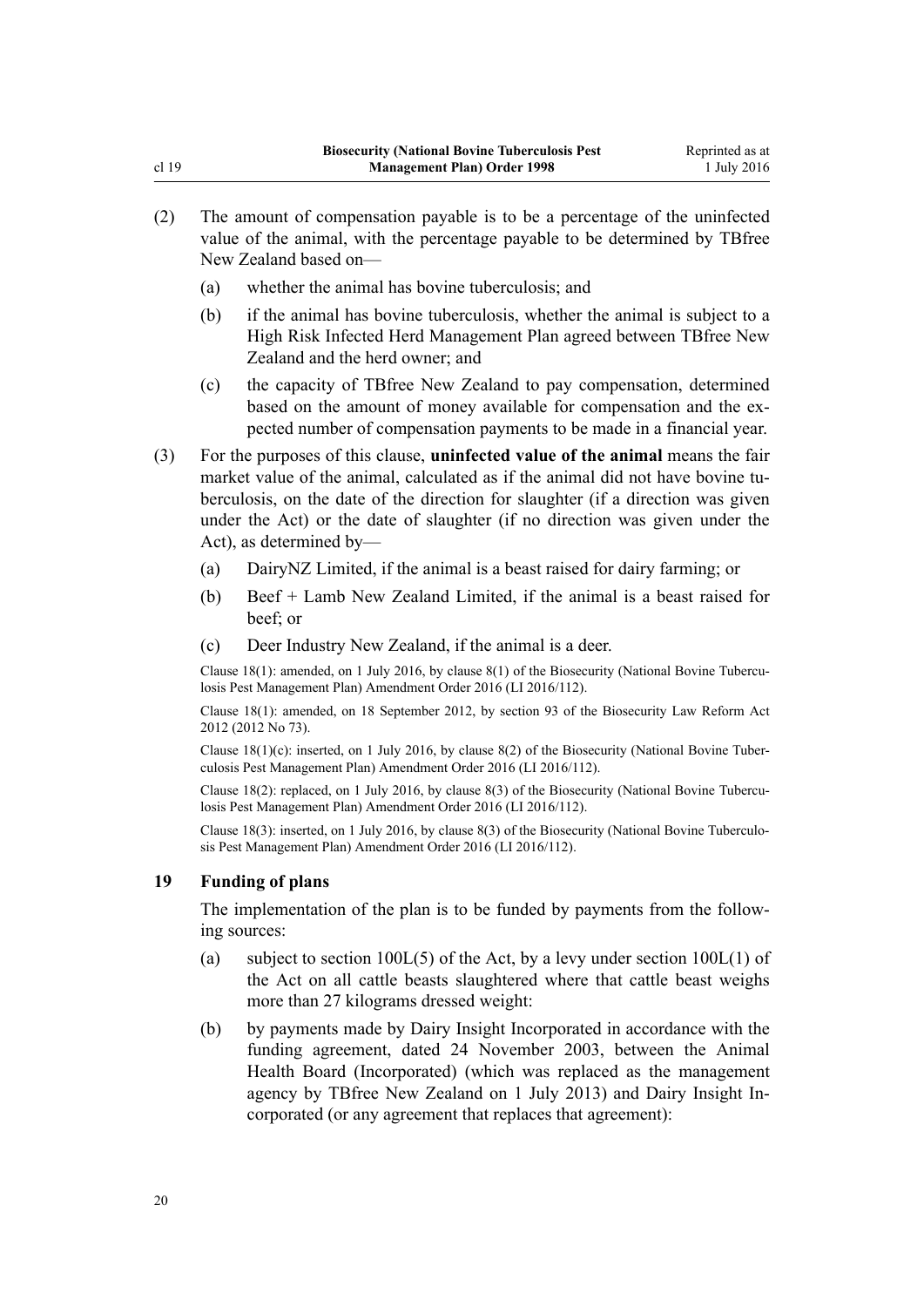(2) The amount of compensation payable is to be a percentage of the uninfected value of the animal, with the percentage payable to be determined by TBfree New Zealand based on—

   (a) whether the animal has bovine tuberculosis; and

   (b) if the animal has bovine tuberculosis, whether the animal is subject to a High Risk Infected Herd Management Plan agreed between TBfree New Zealand and the herd owner; and

   (c) the capacity of TBfree New Zealand to pay compensation, determined based on the amount of money available for compensation and the expected number of compensation payments to be made in a financial year.

(3) For the purposes of this clause, **uninfected value of the animal** means the fair market value of the animal, calculated as if the animal did not have bovine tuberculosis, on the date of the direction for slaughter (if a direction was given under the Act) or the date of slaughter (if no direction was given under the Act), as determined by—

   (a) DairyNZ Limited, if the animal is a beast raised for dairy farming; or

   (b) Beef + Lamb New Zealand Limited, if the animal is a beast raised for beef; or

   (c) Deer Industry New Zealand, if the animal is a deer.

Clause 18(1): amended, on 1 July 2016, by clause 8(1) of the Biosecurity (National Bovine Tuberculosis Pest Management Plan) Amendment Order 2016 (LI 2016/112).

Clause 18(1): amended, on 18 September 2012, by section 93 of the Biosecurity Law Reform Act 2012 (2012 No 73).

Clause 18(1)(c): inserted, on 1 July 2016, by clause 8(2) of the Biosecurity (National Bovine Tuberculosis Pest Management Plan) Amendment Order 2016 (LI 2016/112).

Clause 18(2): replaced, on 1 July 2016, by clause 8(3) of the Biosecurity (National Bovine Tuberculosis Pest Management Plan) Amendment Order 2016 (LI 2016/112).

Clause 18(3): inserted, on 1 July 2016, by clause 8(3) of the Biosecurity (National Bovine Tuberculosis Pest Management Plan) Amendment Order 2016 (LI 2016/112).

### 19 Funding of plans

The implementation of the plan is to be funded by payments from the following sources:

   (a) subject to section 100L(5) of the Act, by a levy under section 100L(1) of the Act on all cattle beasts slaughtered where that cattle beast weighs more than 27 kilograms dressed weight:

   (b) by payments made by Dairy Insight Incorporated in accordance with the funding agreement, dated 24 November 2003, between the Animal Health Board (Incorporated) (which was replaced as the management agency by TBfree New Zealand on 1 July 2013) and Dairy Insight Incorporated (or any agreement that replaces that agreement):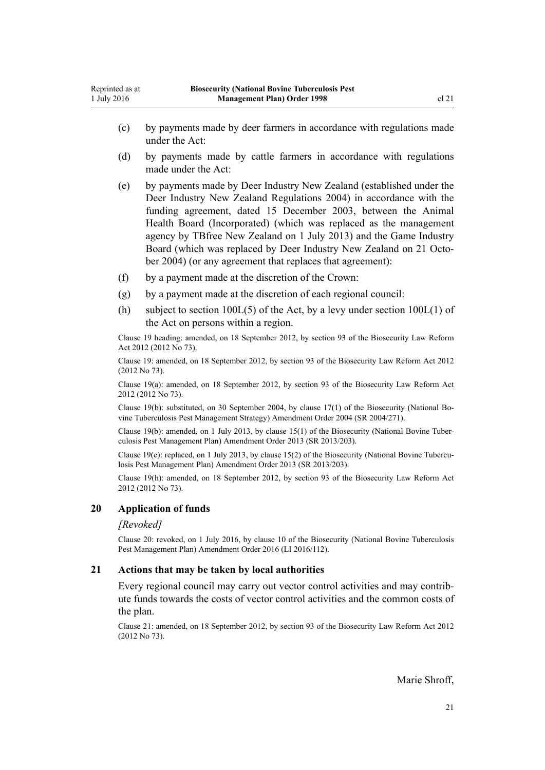(c) by payments made by deer farmers in accordance with regulations made under the Act:

(d) by payments made by cattle farmers in accordance with regulations made under the Act:

(e) by payments made by Deer Industry New Zealand (established under the Deer Industry New Zealand Regulations 2004) in accordance with the funding agreement, dated 15 December 2003, between the Animal Health Board (Incorporated) (which was replaced as the management agency by TBfree New Zealand on 1 July 2013) and the Game Industry Board (which was replaced by Deer Industry New Zealand on 21 October 2004) (or any agreement that replaces that agreement):

(f) by a payment made at the discretion of the Crown:

(g) by a payment made at the discretion of each regional council:

(h) subject to section 100L(5) of the Act, by a levy under section 100L(1) of the Act on persons within a region.

Clause 19 heading: amended, on 18 September 2012, by section 93 of the Biosecurity Law Reform Act 2012 (2012 No 73).

Clause 19: amended, on 18 September 2012, by section 93 of the Biosecurity Law Reform Act 2012 (2012 No 73).

Clause 19(a): amended, on 18 September 2012, by section 93 of the Biosecurity Law Reform Act 2012 (2012 No 73).

Clause 19(b): substituted, on 30 September 2004, by clause 17(1) of the Biosecurity (National Bovine Tuberculosis Pest Management Strategy) Amendment Order 2004 (SR 2004/271).

Clause 19(b): amended, on 1 July 2013, by clause 15(1) of the Biosecurity (National Bovine Tuberculosis Pest Management Plan) Amendment Order 2013 (SR 2013/203).

Clause 19(e): replaced, on 1 July 2013, by clause 15(2) of the Biosecurity (National Bovine Tuberculosis Pest Management Plan) Amendment Order 2013 (SR 2013/203).

Clause 19(h): amended, on 18 September 2012, by section 93 of the Biosecurity Law Reform Act 2012 (2012 No 73).

### 20 Application of funds

*[Revoked]*

Clause 20: revoked, on 1 July 2016, by clause 10 of the Biosecurity (National Bovine Tuberculosis Pest Management Plan) Amendment Order 2016 (LI 2016/112).

### 21 Actions that may be taken by local authorities

Every regional council may carry out vector control activities and may contribute funds towards the costs of vector control activities and the common costs of the plan.

Clause 21: amended, on 18 September 2012, by section 93 of the Biosecurity Law Reform Act 2012 (2012 No 73).

Marie Shroff,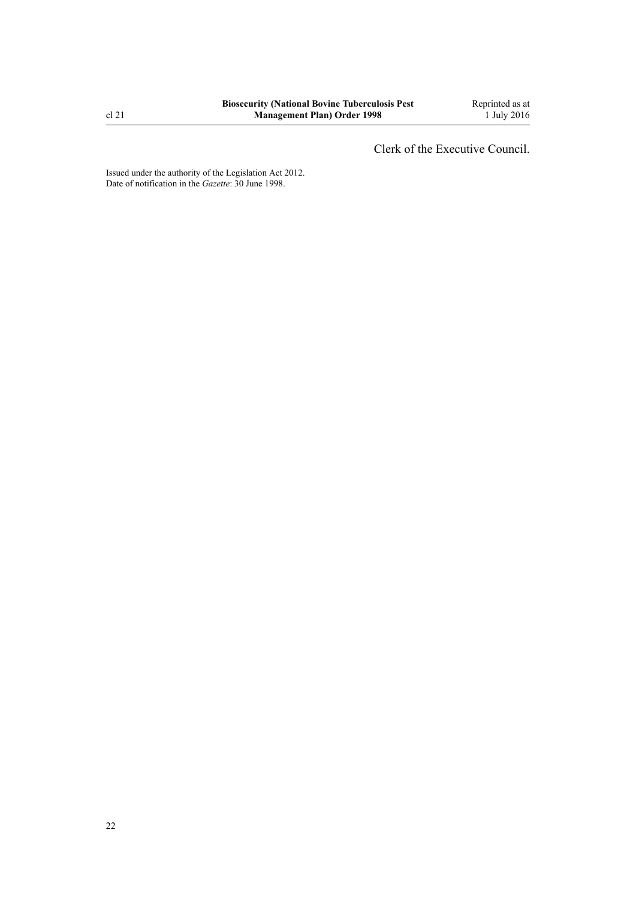Clerk of the Executive Council.

Issued under the authority of the Legislation Act 2012.
Date of notification in the *Gazette*: 30 June 1998.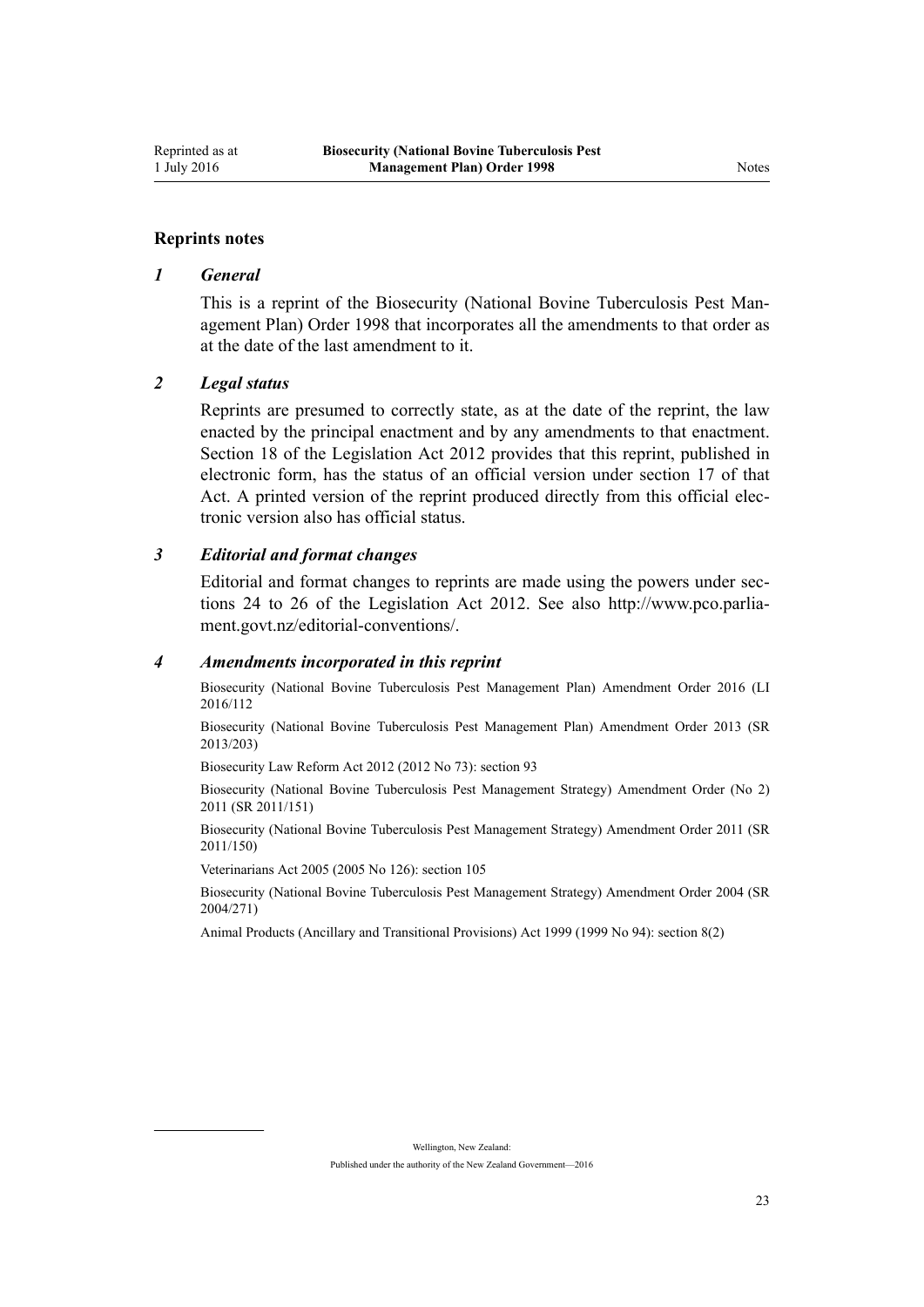## Reprints notes

### *1 General*

This is a reprint of the Biosecurity (National Bovine Tuberculosis Pest Management Plan) Order 1998 that incorporates all the amendments to that order as at the date of the last amendment to it.

### *2 Legal status*

Reprints are presumed to correctly state, as at the date of the reprint, the law enacted by the principal enactment and by any amendments to that enactment. Section 18 of the Legislation Act 2012 provides that this reprint, published in electronic form, has the status of an official version under section 17 of that Act. A printed version of the reprint produced directly from this official electronic version also has official status.

### *3 Editorial and format changes*

Editorial and format changes to reprints are made using the powers under sections 24 to 26 of the Legislation Act 2012. See also http://www.pco.parliament.govt.nz/editorial-conventions/.

### *4 Amendments incorporated in this reprint*

Biosecurity (National Bovine Tuberculosis Pest Management Plan) Amendment Order 2016 (LI 2016/112)

Biosecurity (National Bovine Tuberculosis Pest Management Plan) Amendment Order 2013 (SR 2013/203)

Biosecurity Law Reform Act 2012 (2012 No 73): section 93

Biosecurity (National Bovine Tuberculosis Pest Management Strategy) Amendment Order (No 2) 2011 (SR 2011/151)

Biosecurity (National Bovine Tuberculosis Pest Management Strategy) Amendment Order 2011 (SR 2011/150)

Veterinarians Act 2005 (2005 No 126): section 105

Biosecurity (National Bovine Tuberculosis Pest Management Strategy) Amendment Order 2004 (SR 2004/271)

Animal Products (Ancillary and Transitional Provisions) Act 1999 (1999 No 94): section 8(2)

Wellington, New Zealand:

Published under the authority of the New Zealand Government—2016